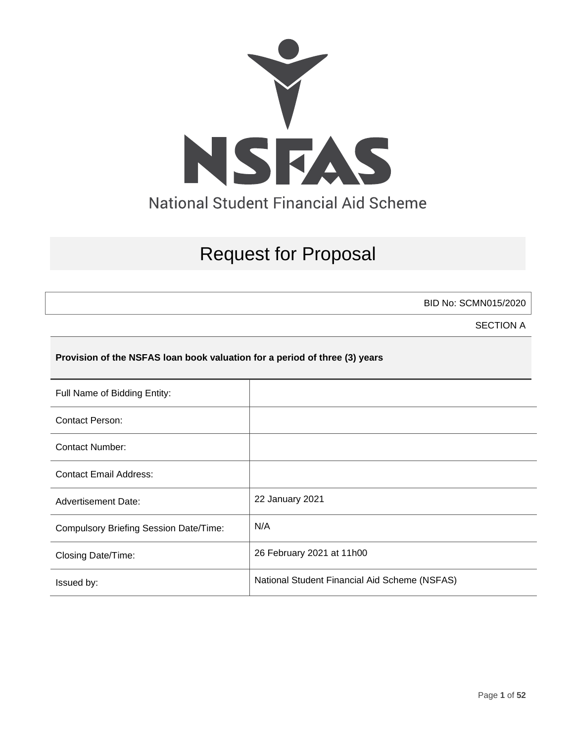NSFAS

National Student Financial Aid Scheme

# Request for Proposal

BID No: SCMN015/2020

SECTION A

**Provision of the NSFAS loan book valuation for a period of three (3) years**

| Full Name of Bidding Entity: | |
| --- | --- |
| Contact Person: | |
| Contact Number: | |
| Contact Email Address: | |
| Advertisement Date: | 22 January 2021 |
| Compulsory Briefing Session Date/Time: | N/A |
| Closing Date/Time: | 26 February 2021 at 11h00 |
| Issued by: | National Student Financial Aid Scheme (NSFAS) |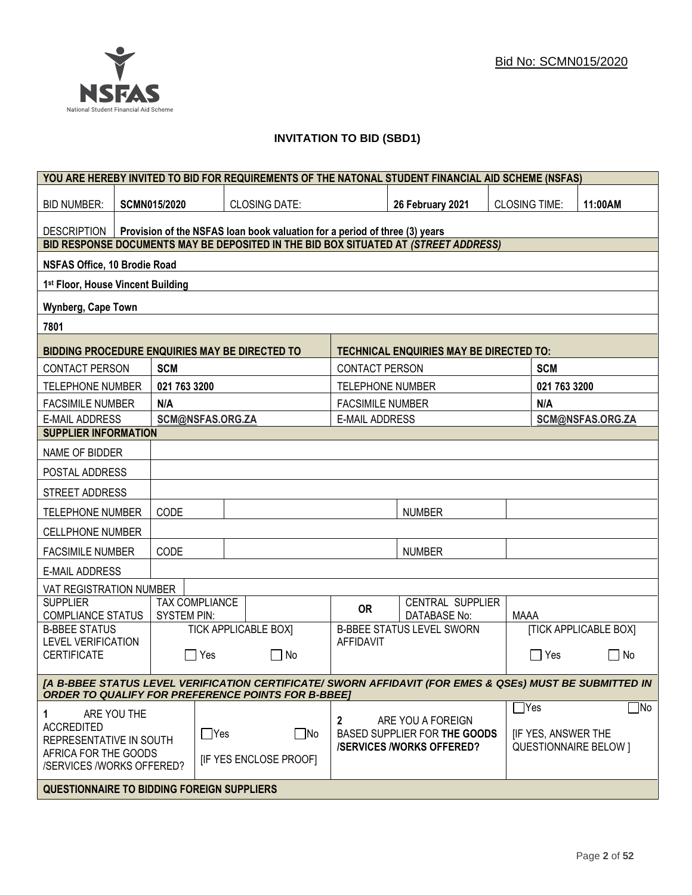Bid No: SCMN015/2020

NSFAS
National Student Financial Aid Scheme

## INVITATION TO BID (SBD1)

| YOU ARE HEREBY INVITED TO BID FOR REQUIREMENTS OF THE NATONAL STUDENT FINANCIAL AID SCHEME (NSFAS) | | | | | |
|---|---|---|---|---|---|
| BID NUMBER: | **SCMN015/2020** | CLOSING DATE: | **26 February 2021** | CLOSING TIME: | **11:00AM** |
| DESCRIPTION | **Provision of the NSFAS loan book valuation for a period of three (3) years** | | | | |
| **BID RESPONSE DOCUMENTS MAY BE DEPOSITED IN THE BID BOX SITUATED AT *(STREET ADDRESS)*** | | | | | |
| **NSFAS Office, 10 Brodie Road** | | | | | |
| **1st Floor, House Vincent Building** | | | | | |
| **Wynberg, Cape Town** | | | | | |
| **7801** | | | | | |

| BIDDING PROCEDURE ENQUIRIES MAY BE DIRECTED TO | | TECHNICAL ENQUIRIES MAY BE DIRECTED TO: | |
|---|---|---|---|
| CONTACT PERSON | **SCM** | CONTACT PERSON | **SCM** |
| TELEPHONE NUMBER | **021 763 3200** | TELEPHONE NUMBER | **021 763 3200** |
| FACSIMILE NUMBER | **N/A** | FACSIMILE NUMBER | **N/A** |
| E-MAIL ADDRESS | **SCM@NSFAS.ORG.ZA** | E-MAIL ADDRESS | **SCM@NSFAS.ORG.ZA** |

| SUPPLIER INFORMATION | | | | |
|---|---|---|---|---|
| NAME OF BIDDER | | | | |
| POSTAL ADDRESS | | | | |
| STREET ADDRESS | | | | |
| TELEPHONE NUMBER | CODE | | NUMBER | |
| CELLPHONE NUMBER | | | | |
| FACSIMILE NUMBER | CODE | | NUMBER | |
| E-MAIL ADDRESS | | | | |
| VAT REGISTRATION NUMBER | | | | |
| SUPPLIER COMPLIANCE STATUS | TAX COMPLIANCE SYSTEM PIN: | | OR CENTRAL SUPPLIER DATABASE No: | MAAA |
| B-BBEE STATUS LEVEL VERIFICATION CERTIFICATE | TICK APPLICABLE BOX] ☐ Yes ☐ No | | B-BBEE STATUS LEVEL SWORN AFFIDAVIT | [TICK APPLICABLE BOX] ☐ Yes ☐ No |
| ***[A B-BBEE STATUS LEVEL VERIFICATION CERTIFICATE/ SWORN AFFIDAVIT (FOR EMES & QSEs) MUST BE SUBMITTED IN ORDER TO QUALIFY FOR PREFERENCE POINTS FOR B-BBEE]*** | | | | |
| 1 ARE YOU THE ACCREDITED REPRESENTATIVE IN SOUTH AFRICA FOR THE GOODS /SERVICES /WORKS OFFERED? | ☐Yes ☐No [IF YES ENCLOSE PROOF] | | 2 ARE YOU A FOREIGN BASED SUPPLIER FOR **THE GOODS /SERVICES /WORKS OFFERED?** | ☐Yes ☐No [IF YES, ANSWER THE QUESTIONNAIRE BELOW ] |
| **QUESTIONNAIRE TO BIDDING FOREIGN SUPPLIERS** | | | | |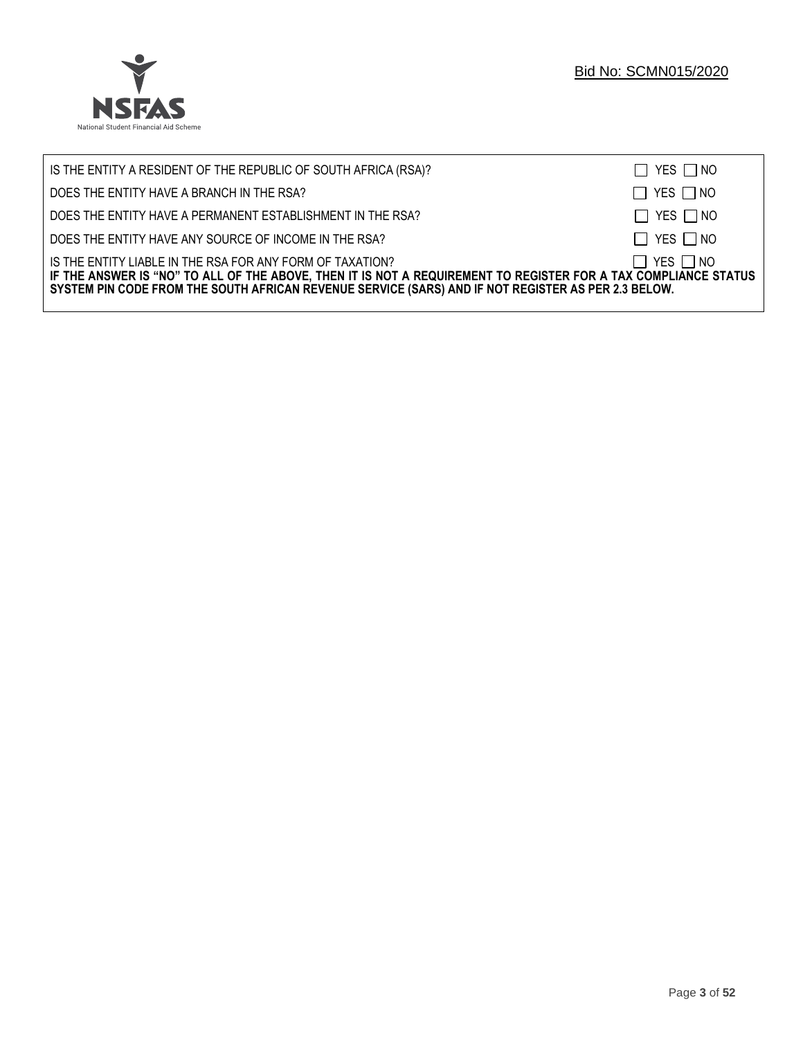| | |
|---|---|
| IS THE ENTITY A RESIDENT OF THE REPUBLIC OF SOUTH AFRICA (RSA)? | ☐ YES ☐ NO |
| DOES THE ENTITY HAVE A BRANCH IN THE RSA? | ☐ YES ☐ NO |
| DOES THE ENTITY HAVE A PERMANENT ESTABLISHMENT IN THE RSA? | ☐ YES ☐ NO |
| DOES THE ENTITY HAVE ANY SOURCE OF INCOME IN THE RSA? | ☐ YES ☐ NO |
| IS THE ENTITY LIABLE IN THE RSA FOR ANY FORM OF TAXATION? | ☐ YES ☐ NO |

**IF THE ANSWER IS "NO" TO ALL OF THE ABOVE, THEN IT IS NOT A REQUIREMENT TO REGISTER FOR A TAX COMPLIANCE STATUS SYSTEM PIN CODE FROM THE SOUTH AFRICAN REVENUE SERVICE (SARS) AND IF NOT REGISTER AS PER 2.3 BELOW.**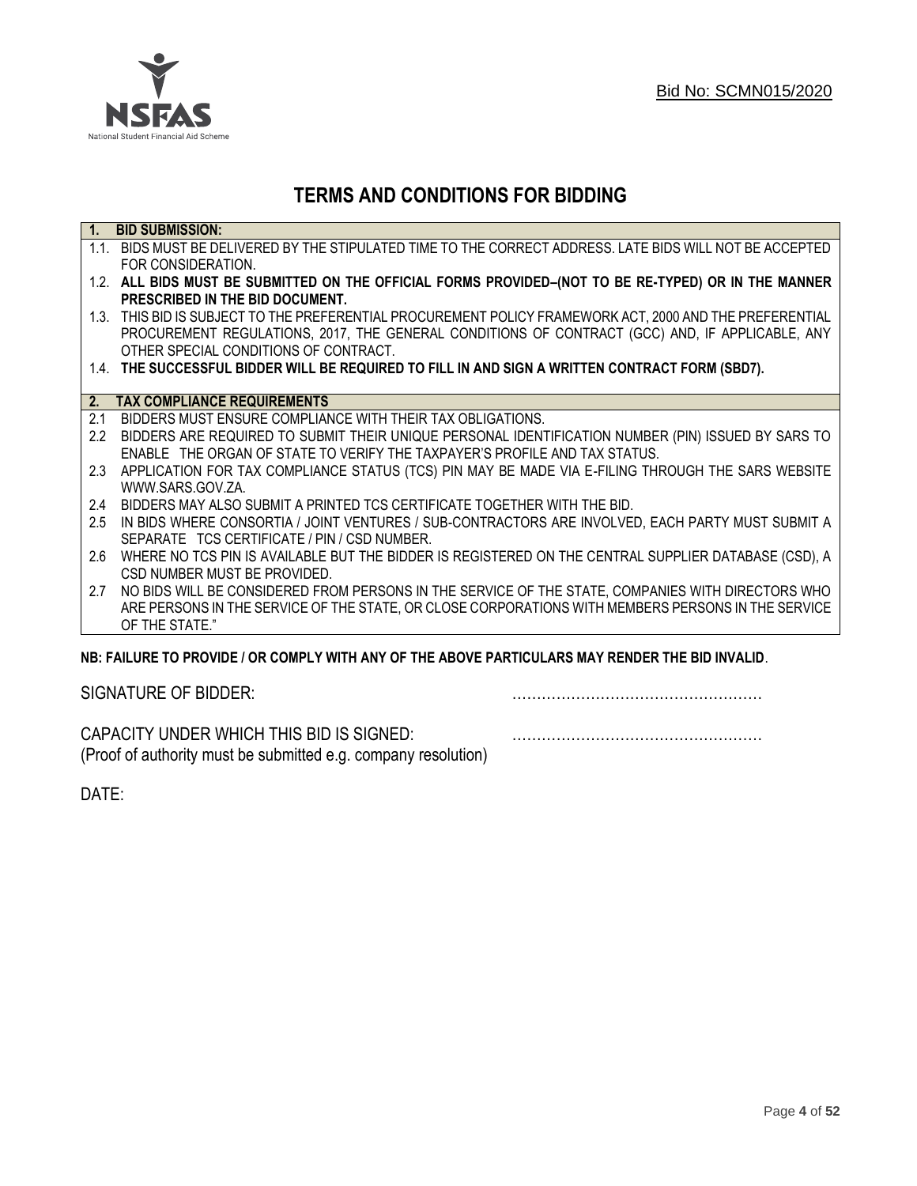Bid No: SCMN015/2020

# TERMS AND CONDITIONS FOR BIDDING

**1. BID SUBMISSION:**

1.1. BIDS MUST BE DELIVERED BY THE STIPULATED TIME TO THE CORRECT ADDRESS. LATE BIDS WILL NOT BE ACCEPTED FOR CONSIDERATION.

1.2. **ALL BIDS MUST BE SUBMITTED ON THE OFFICIAL FORMS PROVIDED–(NOT TO BE RE-TYPED) OR IN THE MANNER PRESCRIBED IN THE BID DOCUMENT.**

1.3. THIS BID IS SUBJECT TO THE PREFERENTIAL PROCUREMENT POLICY FRAMEWORK ACT, 2000 AND THE PREFERENTIAL PROCUREMENT REGULATIONS, 2017, THE GENERAL CONDITIONS OF CONTRACT (GCC) AND, IF APPLICABLE, ANY OTHER SPECIAL CONDITIONS OF CONTRACT.

1.4. **THE SUCCESSFUL BIDDER WILL BE REQUIRED TO FILL IN AND SIGN A WRITTEN CONTRACT FORM (SBD7).**

**2. TAX COMPLIANCE REQUIREMENTS**

2.1 BIDDERS MUST ENSURE COMPLIANCE WITH THEIR TAX OBLIGATIONS.

2.2 BIDDERS ARE REQUIRED TO SUBMIT THEIR UNIQUE PERSONAL IDENTIFICATION NUMBER (PIN) ISSUED BY SARS TO ENABLE THE ORGAN OF STATE TO VERIFY THE TAXPAYER'S PROFILE AND TAX STATUS.

2.3 APPLICATION FOR TAX COMPLIANCE STATUS (TCS) PIN MAY BE MADE VIA E-FILING THROUGH THE SARS WEBSITE WWW.SARS.GOV.ZA.

2.4 BIDDERS MAY ALSO SUBMIT A PRINTED TCS CERTIFICATE TOGETHER WITH THE BID.

2.5 IN BIDS WHERE CONSORTIA / JOINT VENTURES / SUB-CONTRACTORS ARE INVOLVED, EACH PARTY MUST SUBMIT A SEPARATE TCS CERTIFICATE / PIN / CSD NUMBER.

2.6 WHERE NO TCS PIN IS AVAILABLE BUT THE BIDDER IS REGISTERED ON THE CENTRAL SUPPLIER DATABASE (CSD), A CSD NUMBER MUST BE PROVIDED.

2.7 NO BIDS WILL BE CONSIDERED FROM PERSONS IN THE SERVICE OF THE STATE, COMPANIES WITH DIRECTORS WHO ARE PERSONS IN THE SERVICE OF THE STATE, OR CLOSE CORPORATIONS WITH MEMBERS PERSONS IN THE SERVICE OF THE STATE."

**NB: FAILURE TO PROVIDE / OR COMPLY WITH ANY OF THE ABOVE PARTICULARS MAY RENDER THE BID INVALID**.

SIGNATURE OF BIDDER: ……………………………………………

CAPACITY UNDER WHICH THIS BID IS SIGNED: ……………………………………………
(Proof of authority must be submitted e.g. company resolution)

DATE: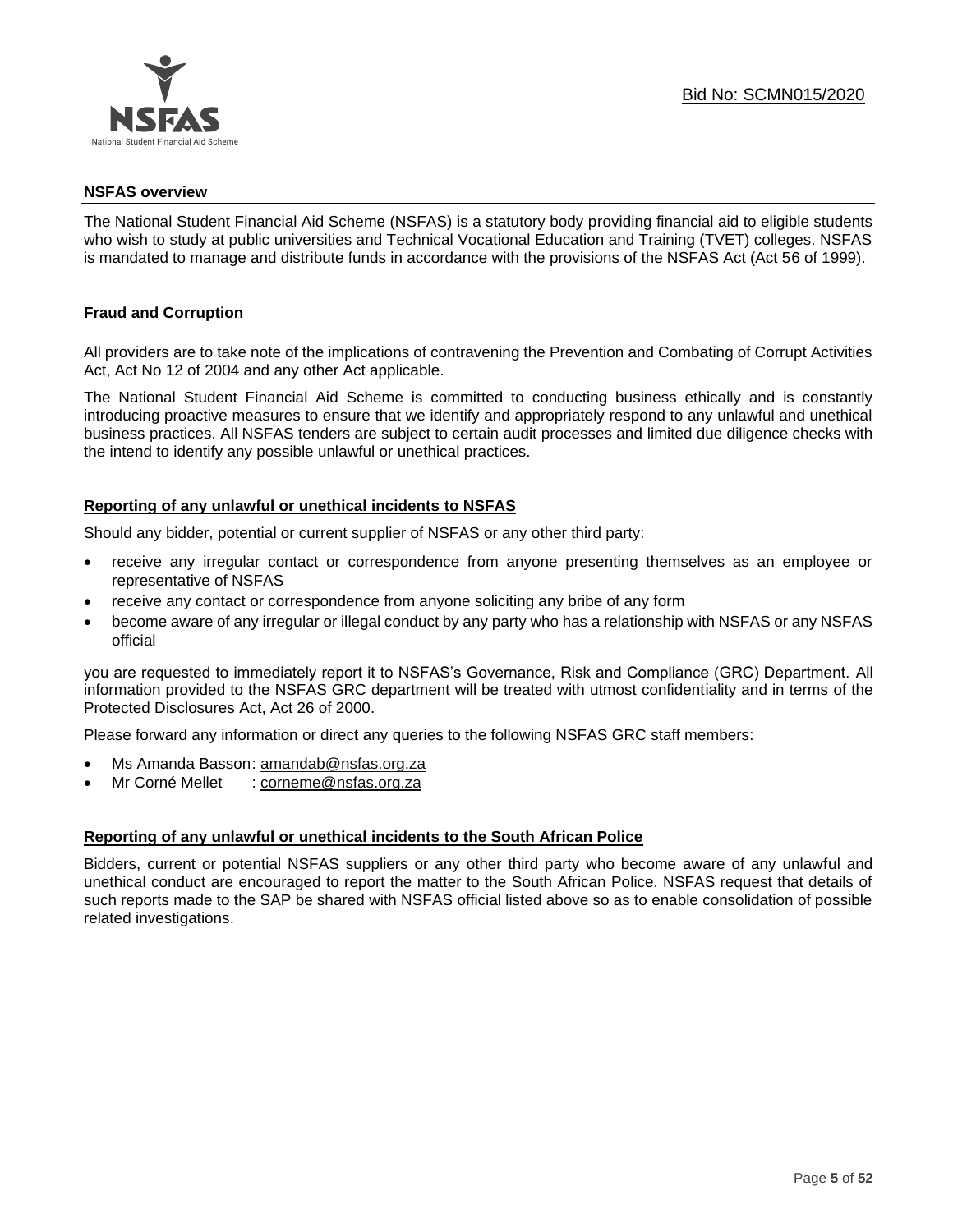## NSFAS overview

The National Student Financial Aid Scheme (NSFAS) is a statutory body providing financial aid to eligible students who wish to study at public universities and Technical Vocational Education and Training (TVET) colleges. NSFAS is mandated to manage and distribute funds in accordance with the provisions of the NSFAS Act (Act 56 of 1999).

## Fraud and Corruption

All providers are to take note of the implications of contravening the Prevention and Combating of Corrupt Activities Act, Act No 12 of 2004 and any other Act applicable.

The National Student Financial Aid Scheme is committed to conducting business ethically and is constantly introducing proactive measures to ensure that we identify and appropriately respond to any unlawful and unethical business practices. All NSFAS tenders are subject to certain audit processes and limited due diligence checks with the intend to identify any possible unlawful or unethical practices.

### Reporting of any unlawful or unethical incidents to NSFAS

Should any bidder, potential or current supplier of NSFAS or any other third party:

- receive any irregular contact or correspondence from anyone presenting themselves as an employee or representative of NSFAS
- receive any contact or correspondence from anyone soliciting any bribe of any form
- become aware of any irregular or illegal conduct by any party who has a relationship with NSFAS or any NSFAS official

you are requested to immediately report it to NSFAS's Governance, Risk and Compliance (GRC) Department. All information provided to the NSFAS GRC department will be treated with utmost confidentiality and in terms of the Protected Disclosures Act, Act 26 of 2000.

Please forward any information or direct any queries to the following NSFAS GRC staff members:

- Ms Amanda Basson: amandab@nsfas.org.za
- Mr Corné Mellet : corneme@nsfas.org.za

### Reporting of any unlawful or unethical incidents to the South African Police

Bidders, current or potential NSFAS suppliers or any other third party who become aware of any unlawful and unethical conduct are encouraged to report the matter to the South African Police. NSFAS request that details of such reports made to the SAP be shared with NSFAS official listed above so as to enable consolidation of possible related investigations.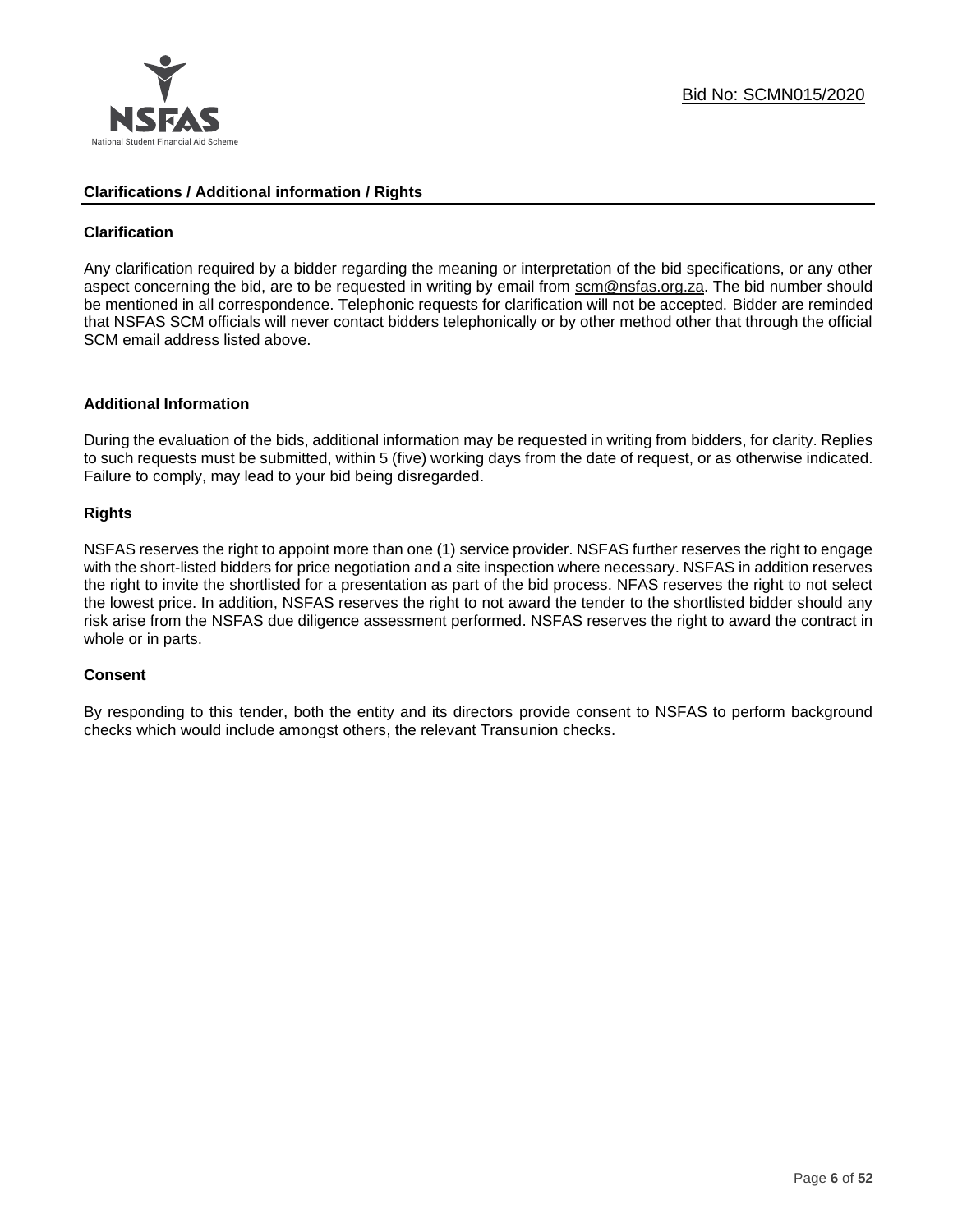## Clarifications / Additional information / Rights

### Clarification

Any clarification required by a bidder regarding the meaning or interpretation of the bid specifications, or any other aspect concerning the bid, are to be requested in writing by email from scm@nsfas.org.za. The bid number should be mentioned in all correspondence. Telephonic requests for clarification will not be accepted. Bidder are reminded that NSFAS SCM officials will never contact bidders telephonically or by other method other that through the official SCM email address listed above.

### Additional Information

During the evaluation of the bids, additional information may be requested in writing from bidders, for clarity. Replies to such requests must be submitted, within 5 (five) working days from the date of request, or as otherwise indicated. Failure to comply, may lead to your bid being disregarded.

### Rights

NSFAS reserves the right to appoint more than one (1) service provider. NSFAS further reserves the right to engage with the short-listed bidders for price negotiation and a site inspection where necessary. NSFAS in addition reserves the right to invite the shortlisted for a presentation as part of the bid process. NFAS reserves the right to not select the lowest price. In addition, NSFAS reserves the right to not award the tender to the shortlisted bidder should any risk arise from the NSFAS due diligence assessment performed. NSFAS reserves the right to award the contract in whole or in parts.

### Consent

By responding to this tender, both the entity and its directors provide consent to NSFAS to perform background checks which would include amongst others, the relevant Transunion checks.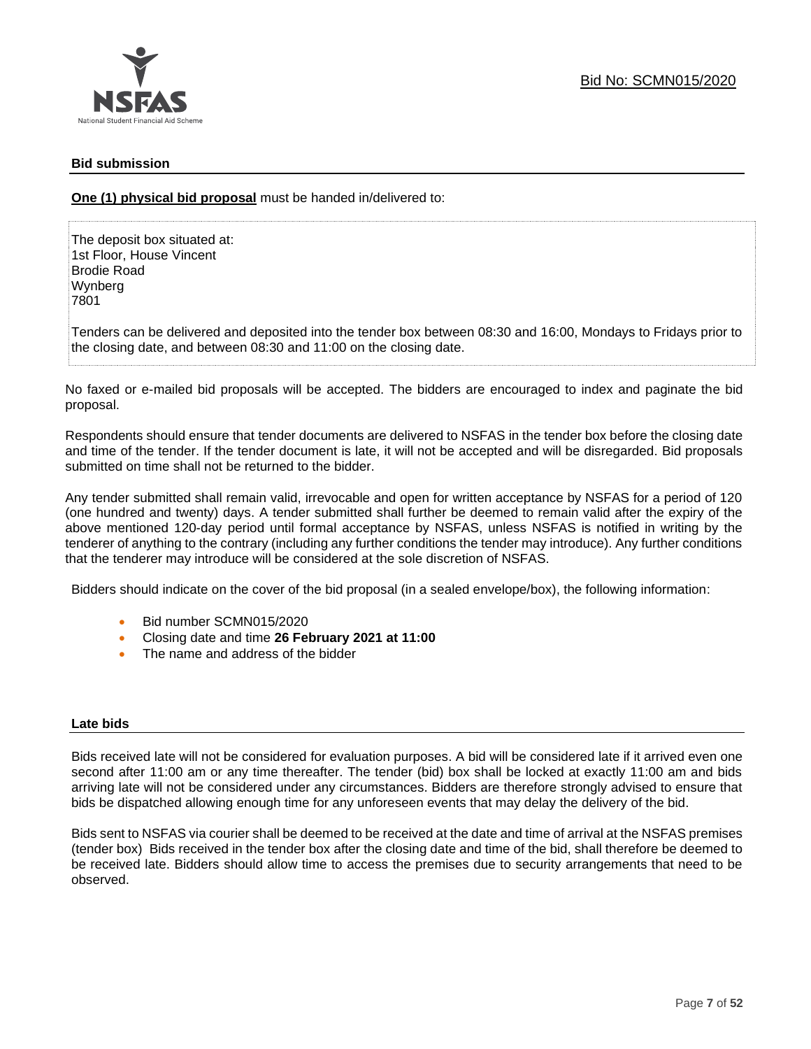## Bid submission

**One (1) physical bid proposal** must be handed in/delivered to:

The deposit box situated at:
1st Floor, House Vincent
Brodie Road
Wynberg
7801

Tenders can be delivered and deposited into the tender box between 08:30 and 16:00, Mondays to Fridays prior to the closing date, and between 08:30 and 11:00 on the closing date.

No faxed or e-mailed bid proposals will be accepted. The bidders are encouraged to index and paginate the bid proposal.

Respondents should ensure that tender documents are delivered to NSFAS in the tender box before the closing date and time of the tender. If the tender document is late, it will not be accepted and will be disregarded. Bid proposals submitted on time shall not be returned to the bidder.

Any tender submitted shall remain valid, irrevocable and open for written acceptance by NSFAS for a period of 120 (one hundred and twenty) days. A tender submitted shall further be deemed to remain valid after the expiry of the above mentioned 120-day period until formal acceptance by NSFAS, unless NSFAS is notified in writing by the tenderer of anything to the contrary (including any further conditions the tender may introduce). Any further conditions that the tenderer may introduce will be considered at the sole discretion of NSFAS.

Bidders should indicate on the cover of the bid proposal (in a sealed envelope/box), the following information:

- Bid number SCMN015/2020
- Closing date and time **26 February 2021 at 11:00**
- The name and address of the bidder

## Late bids

Bids received late will not be considered for evaluation purposes. A bid will be considered late if it arrived even one second after 11:00 am or any time thereafter. The tender (bid) box shall be locked at exactly 11:00 am and bids arriving late will not be considered under any circumstances. Bidders are therefore strongly advised to ensure that bids be dispatched allowing enough time for any unforeseen events that may delay the delivery of the bid.

Bids sent to NSFAS via courier shall be deemed to be received at the date and time of arrival at the NSFAS premises (tender box) Bids received in the tender box after the closing date and time of the bid, shall therefore be deemed to be received late. Bidders should allow time to access the premises due to security arrangements that need to be observed.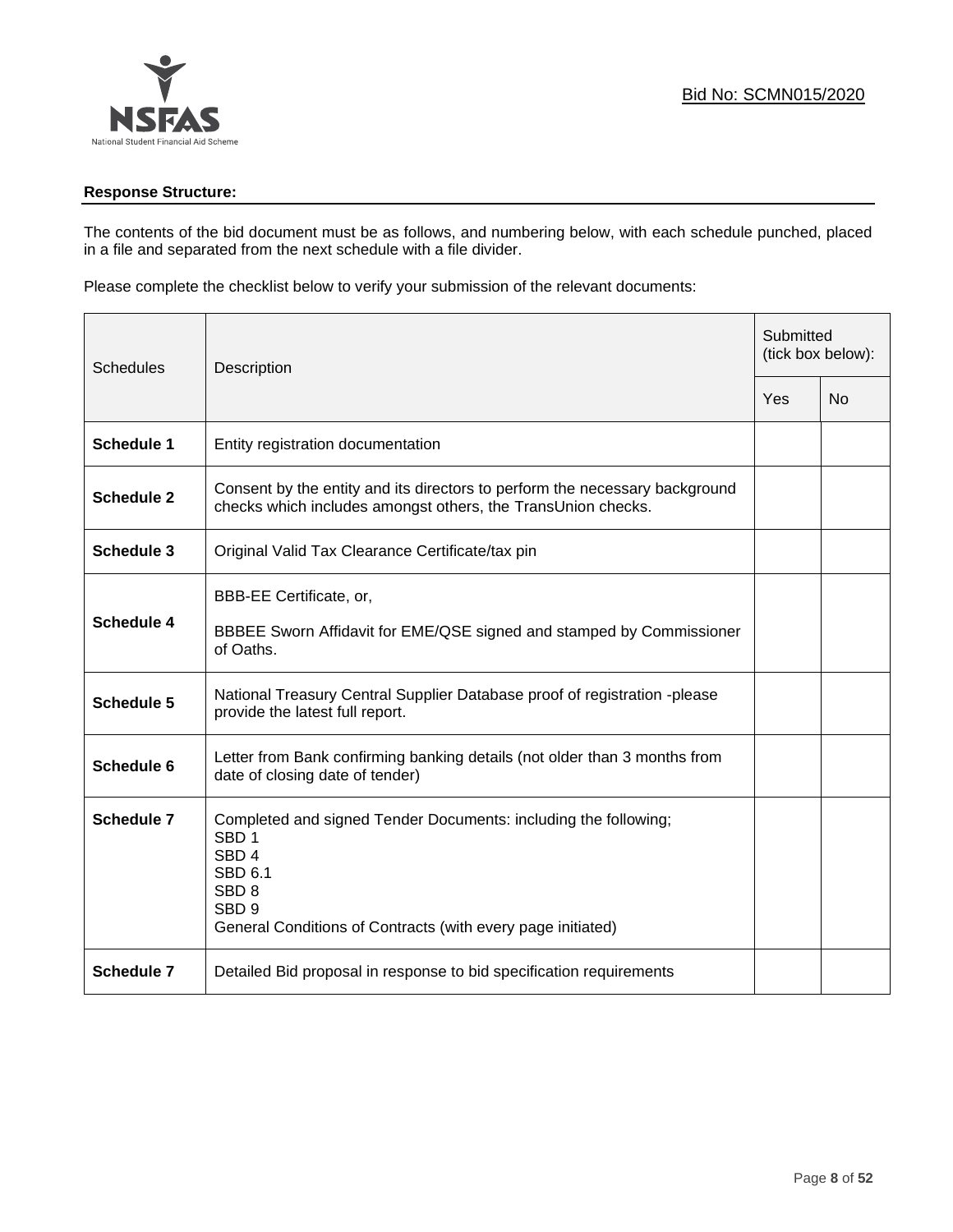**Response Structure:**

The contents of the bid document must be as follows, and numbering below, with each schedule punched, placed in a file and separated from the next schedule with a file divider.

Please complete the checklist below to verify your submission of the relevant documents:

| Schedules | Description | Submitted (tick box below): | |
|---|---|---|---|
| | | Yes | No |
| **Schedule 1** | Entity registration documentation | | |
| **Schedule 2** | Consent by the entity and its directors to perform the necessary background checks which includes amongst others, the TransUnion checks. | | |
| **Schedule 3** | Original Valid Tax Clearance Certificate/tax pin | | |
| **Schedule 4** | BBB-EE Certificate, or,<br><br>BBBEE Sworn Affidavit for EME/QSE signed and stamped by Commissioner of Oaths. | | |
| **Schedule 5** | National Treasury Central Supplier Database proof of registration -please provide the latest full report. | | |
| **Schedule 6** | Letter from Bank confirming banking details (not older than 3 months from date of closing date of tender) | | |
| **Schedule 7** | Completed and signed Tender Documents: including the following;<br>SBD 1<br>SBD 4<br>SBD 6.1<br>SBD 8<br>SBD 9<br>General Conditions of Contracts (with every page initiated) | | |
| **Schedule 7** | Detailed Bid proposal in response to bid specification requirements | | |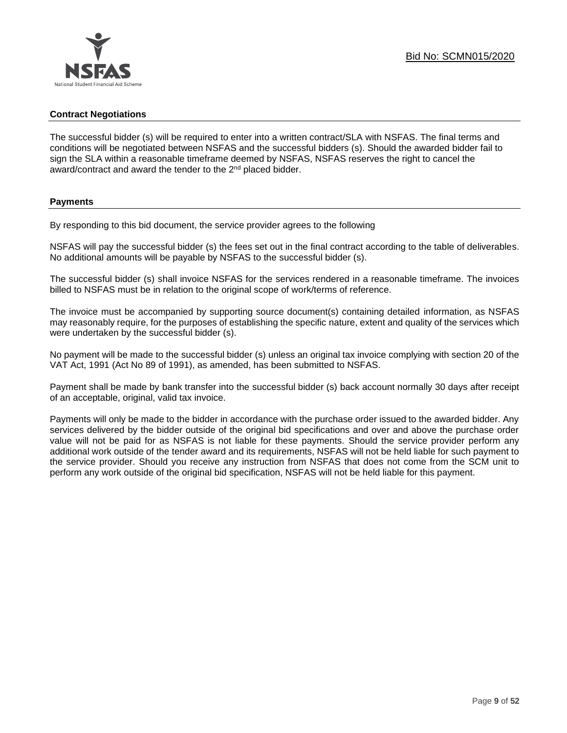## Contract Negotiations

The successful bidder (s) will be required to enter into a written contract/SLA with NSFAS. The final terms and conditions will be negotiated between NSFAS and the successful bidders (s). Should the awarded bidder fail to sign the SLA within a reasonable timeframe deemed by NSFAS, NSFAS reserves the right to cancel the award/contract and award the tender to the 2nd placed bidder.

## Payments

By responding to this bid document, the service provider agrees to the following

NSFAS will pay the successful bidder (s) the fees set out in the final contract according to the table of deliverables. No additional amounts will be payable by NSFAS to the successful bidder (s).

The successful bidder (s) shall invoice NSFAS for the services rendered in a reasonable timeframe. The invoices billed to NSFAS must be in relation to the original scope of work/terms of reference.

The invoice must be accompanied by supporting source document(s) containing detailed information, as NSFAS may reasonably require, for the purposes of establishing the specific nature, extent and quality of the services which were undertaken by the successful bidder (s).

No payment will be made to the successful bidder (s) unless an original tax invoice complying with section 20 of the VAT Act, 1991 (Act No 89 of 1991), as amended, has been submitted to NSFAS.

Payment shall be made by bank transfer into the successful bidder (s) back account normally 30 days after receipt of an acceptable, original, valid tax invoice.

Payments will only be made to the bidder in accordance with the purchase order issued to the awarded bidder. Any services delivered by the bidder outside of the original bid specifications and over and above the purchase order value will not be paid for as NSFAS is not liable for these payments. Should the service provider perform any additional work outside of the tender award and its requirements, NSFAS will not be held liable for such payment to the service provider. Should you receive any instruction from NSFAS that does not come from the SCM unit to perform any work outside of the original bid specification, NSFAS will not be held liable for this payment.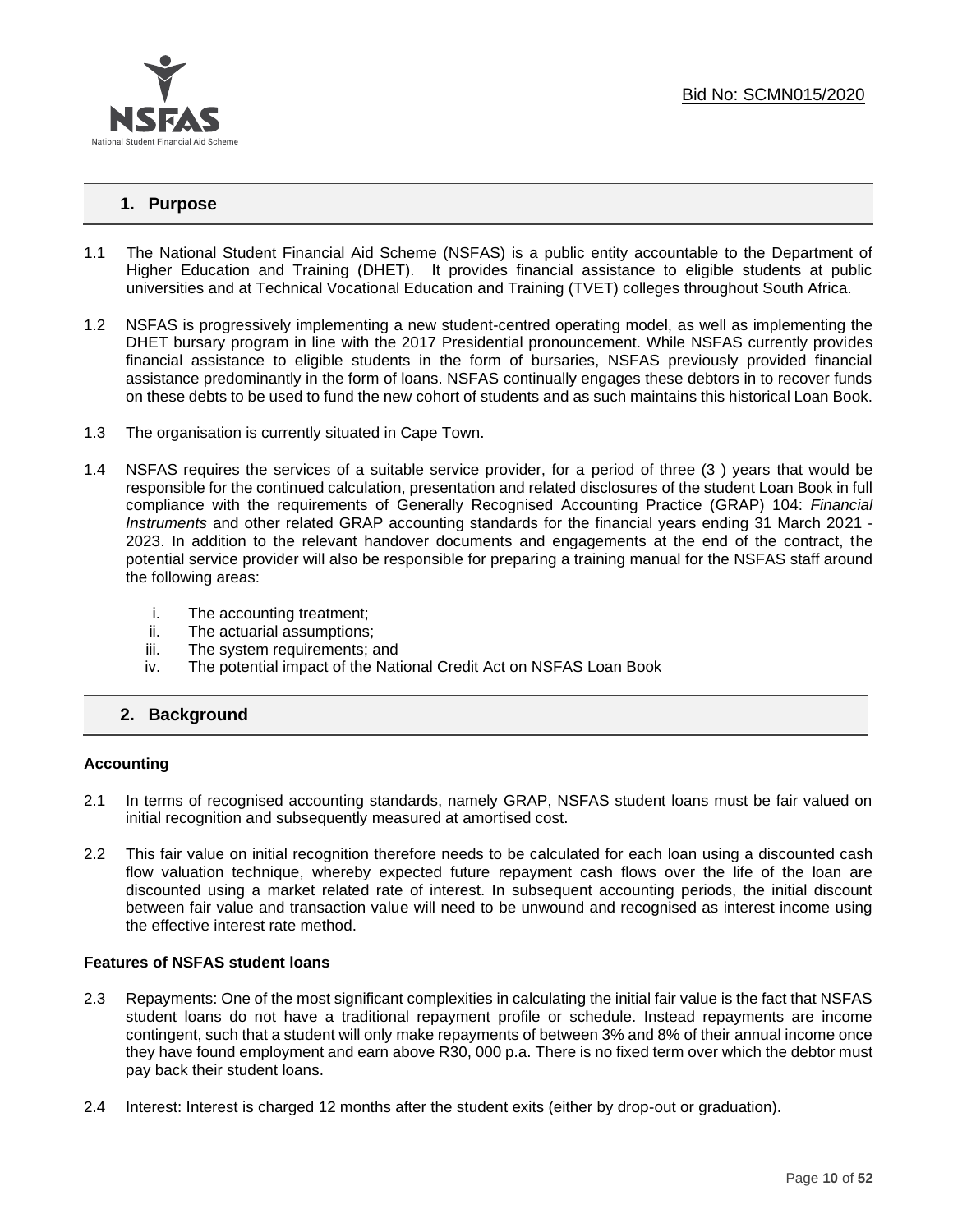## 1. Purpose

1.1 The National Student Financial Aid Scheme (NSFAS) is a public entity accountable to the Department of Higher Education and Training (DHET). It provides financial assistance to eligible students at public universities and at Technical Vocational Education and Training (TVET) colleges throughout South Africa.

1.2 NSFAS is progressively implementing a new student-centred operating model, as well as implementing the DHET bursary program in line with the 2017 Presidential pronouncement. While NSFAS currently provides financial assistance to eligible students in the form of bursaries, NSFAS previously provided financial assistance predominantly in the form of loans. NSFAS continually engages these debtors in to recover funds on these debts to be used to fund the new cohort of students and as such maintains this historical Loan Book.

1.3 The organisation is currently situated in Cape Town.

1.4 NSFAS requires the services of a suitable service provider, for a period of three (3 ) years that would be responsible for the continued calculation, presentation and related disclosures of the student Loan Book in full compliance with the requirements of Generally Recognised Accounting Practice (GRAP) 104: *Financial Instruments* and other related GRAP accounting standards for the financial years ending 31 March 2021 - 2023. In addition to the relevant handover documents and engagements at the end of the contract, the potential service provider will also be responsible for preparing a training manual for the NSFAS staff around the following areas:

   i. The accounting treatment;
   ii. The actuarial assumptions;
   iii. The system requirements; and
   iv. The potential impact of the National Credit Act on NSFAS Loan Book

## 2. Background

**Accounting**

2.1 In terms of recognised accounting standards, namely GRAP, NSFAS student loans must be fair valued on initial recognition and subsequently measured at amortised cost.

2.2 This fair value on initial recognition therefore needs to be calculated for each loan using a discounted cash flow valuation technique, whereby expected future repayment cash flows over the life of the loan are discounted using a market related rate of interest. In subsequent accounting periods, the initial discount between fair value and transaction value will need to be unwound and recognised as interest income using the effective interest rate method.

**Features of NSFAS student loans**

2.3 Repayments: One of the most significant complexities in calculating the initial fair value is the fact that NSFAS student loans do not have a traditional repayment profile or schedule. Instead repayments are income contingent, such that a student will only make repayments of between 3% and 8% of their annual income once they have found employment and earn above R30, 000 p.a. There is no fixed term over which the debtor must pay back their student loans.

2.4 Interest: Interest is charged 12 months after the student exits (either by drop-out or graduation).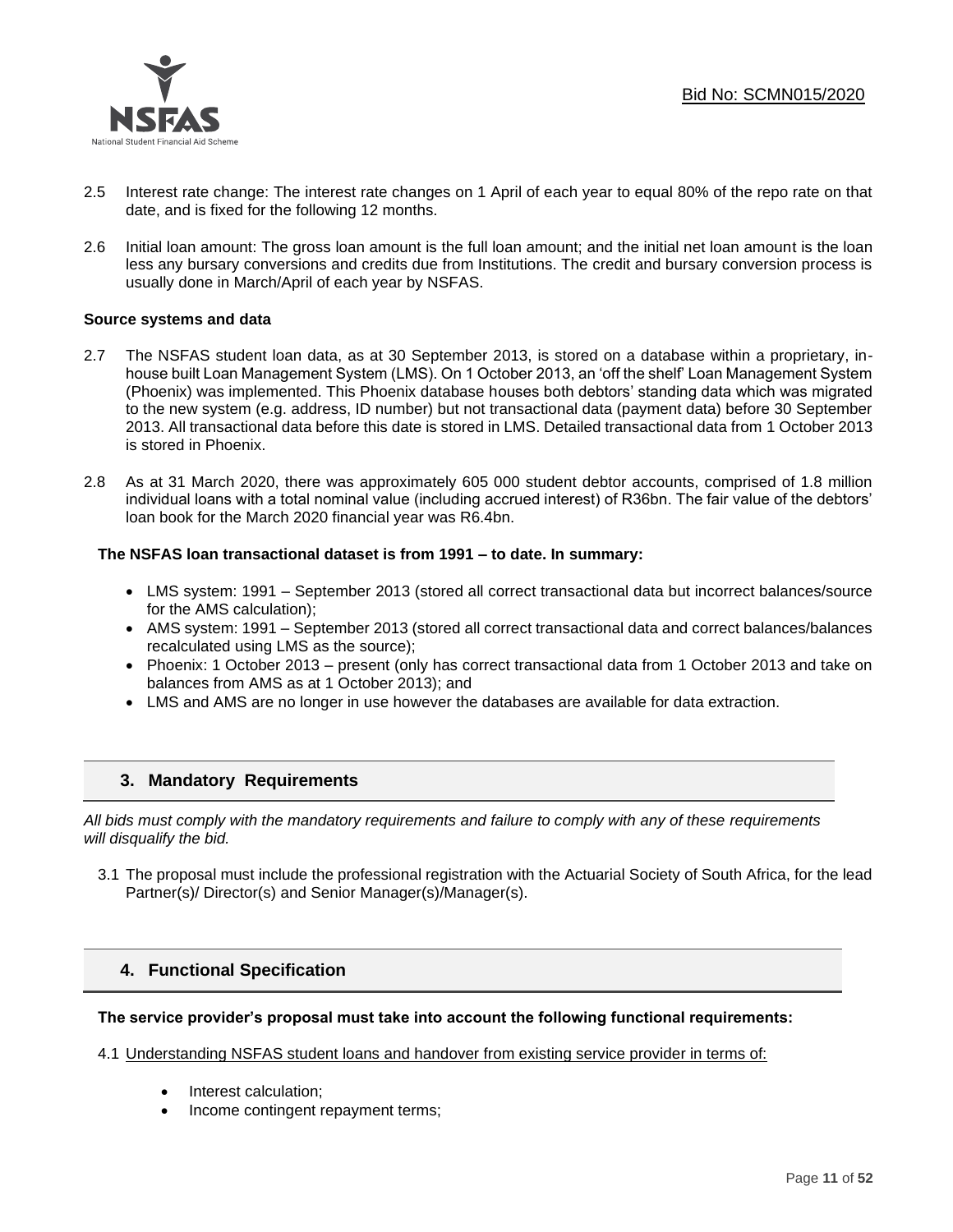2.5 Interest rate change: The interest rate changes on 1 April of each year to equal 80% of the repo rate on that date, and is fixed for the following 12 months.

2.6 Initial loan amount: The gross loan amount is the full loan amount; and the initial net loan amount is the loan less any bursary conversions and credits due from Institutions. The credit and bursary conversion process is usually done in March/April of each year by NSFAS.

**Source systems and data**

2.7 The NSFAS student loan data, as at 30 September 2013, is stored on a database within a proprietary, in-house built Loan Management System (LMS). On 1 October 2013, an 'off the shelf' Loan Management System (Phoenix) was implemented. This Phoenix database houses both debtors' standing data which was migrated to the new system (e.g. address, ID number) but not transactional data (payment data) before 30 September 2013. All transactional data before this date is stored in LMS. Detailed transactional data from 1 October 2013 is stored in Phoenix.

2.8 As at 31 March 2020, there was approximately 605 000 student debtor accounts, comprised of 1.8 million individual loans with a total nominal value (including accrued interest) of R36bn. The fair value of the debtors' loan book for the March 2020 financial year was R6.4bn.

**The NSFAS loan transactional dataset is from 1991 – to date. In summary:**

- LMS system: 1991 – September 2013 (stored all correct transactional data but incorrect balances/source for the AMS calculation);
- AMS system: 1991 – September 2013 (stored all correct transactional data and correct balances/balances recalculated using LMS as the source);
- Phoenix: 1 October 2013 – present (only has correct transactional data from 1 October 2013 and take on balances from AMS as at 1 October 2013); and
- LMS and AMS are no longer in use however the databases are available for data extraction.

## 3. Mandatory Requirements

*All bids must comply with the mandatory requirements and failure to comply with any of these requirements will disqualify the bid.*

3.1 The proposal must include the professional registration with the Actuarial Society of South Africa, for the lead Partner(s)/ Director(s) and Senior Manager(s)/Manager(s).

## 4. Functional Specification

**The service provider's proposal must take into account the following functional requirements:**

4.1 Understanding NSFAS student loans and handover from existing service provider in terms of:

- Interest calculation;
- Income contingent repayment terms;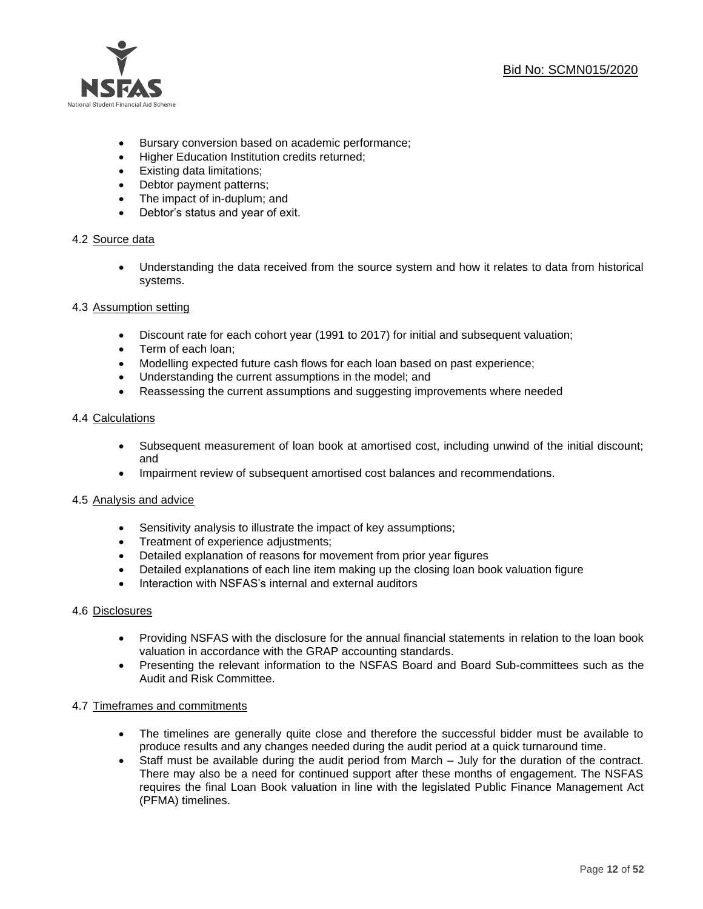- Bursary conversion based on academic performance;
- Higher Education Institution credits returned;
- Existing data limitations;
- Debtor payment patterns;
- The impact of in-duplum; and
- Debtor's status and year of exit.

### 4.2 Source data

- Understanding the data received from the source system and how it relates to data from historical systems.

### 4.3 Assumption setting

- Discount rate for each cohort year (1991 to 2017) for initial and subsequent valuation;
- Term of each loan;
- Modelling expected future cash flows for each loan based on past experience;
- Understanding the current assumptions in the model; and
- Reassessing the current assumptions and suggesting improvements where needed

### 4.4 Calculations

- Subsequent measurement of loan book at amortised cost, including unwind of the initial discount; and
- Impairment review of subsequent amortised cost balances and recommendations.

### 4.5 Analysis and advice

- Sensitivity analysis to illustrate the impact of key assumptions;
- Treatment of experience adjustments;
- Detailed explanation of reasons for movement from prior year figures
- Detailed explanations of each line item making up the closing loan book valuation figure
- Interaction with NSFAS's internal and external auditors

### 4.6 Disclosures

- Providing NSFAS with the disclosure for the annual financial statements in relation to the loan book valuation in accordance with the GRAP accounting standards.
- Presenting the relevant information to the NSFAS Board and Board Sub-committees such as the Audit and Risk Committee.

### 4.7 Timeframes and commitments

- The timelines are generally quite close and therefore the successful bidder must be available to produce results and any changes needed during the audit period at a quick turnaround time.
- Staff must be available during the audit period from March – July for the duration of the contract. There may also be a need for continued support after these months of engagement. The NSFAS requires the final Loan Book valuation in line with the legislated Public Finance Management Act (PFMA) timelines.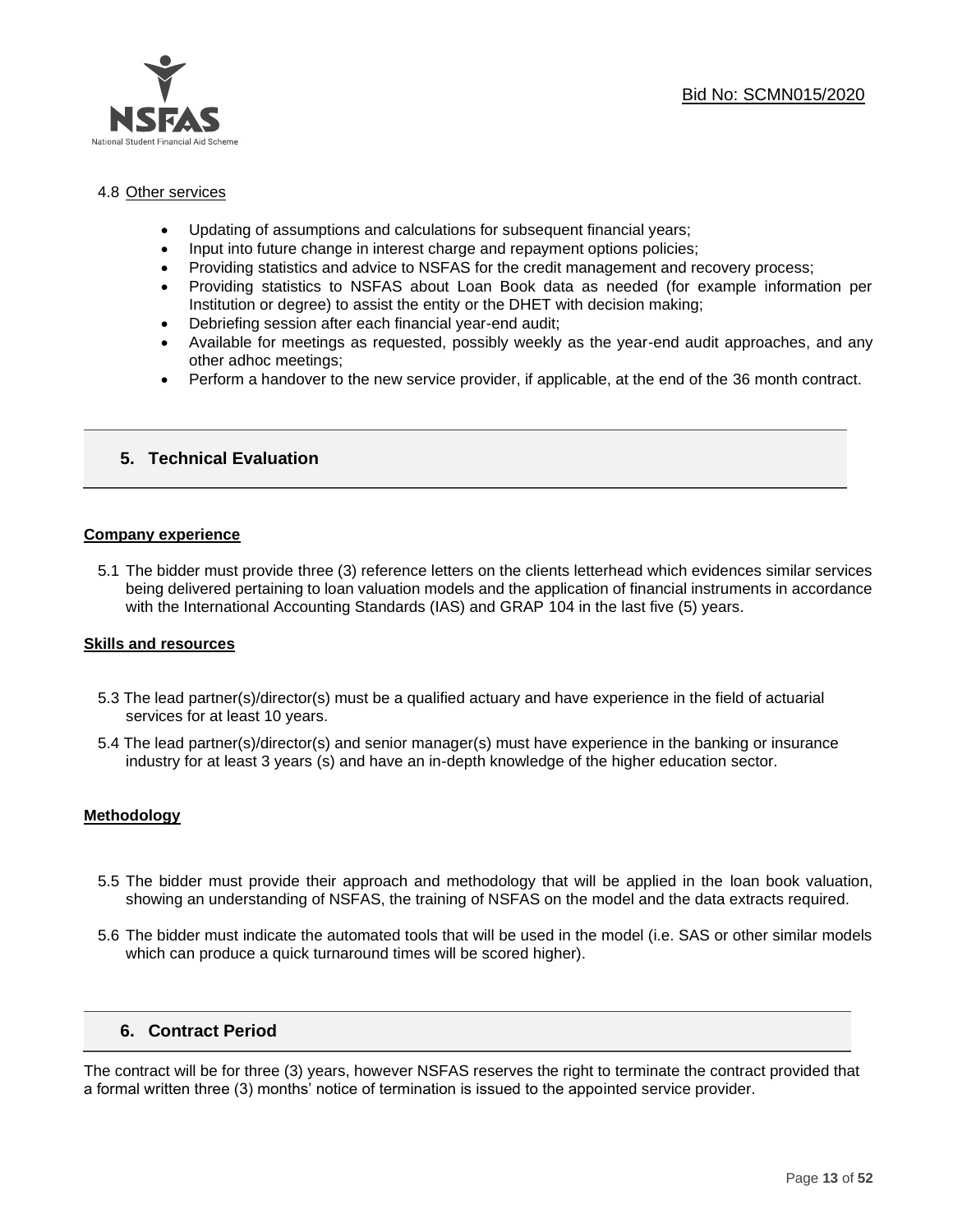4.8 Other services

- Updating of assumptions and calculations for subsequent financial years;
- Input into future change in interest charge and repayment options policies;
- Providing statistics and advice to NSFAS for the credit management and recovery process;
- Providing statistics to NSFAS about Loan Book data as needed (for example information per Institution or degree) to assist the entity or the DHET with decision making;
- Debriefing session after each financial year-end audit;
- Available for meetings as requested, possibly weekly as the year-end audit approaches, and any other adhoc meetings;
- Perform a handover to the new service provider, if applicable, at the end of the 36 month contract.

## 5. Technical Evaluation

**Company experience**

5.1 The bidder must provide three (3) reference letters on the clients letterhead which evidences similar services being delivered pertaining to loan valuation models and the application of financial instruments in accordance with the International Accounting Standards (IAS) and GRAP 104 in the last five (5) years.

**Skills and resources**

5.3 The lead partner(s)/director(s) must be a qualified actuary and have experience in the field of actuarial services for at least 10 years.

5.4 The lead partner(s)/director(s) and senior manager(s) must have experience in the banking or insurance industry for at least 3 years (s) and have an in-depth knowledge of the higher education sector.

**Methodology**

5.5 The bidder must provide their approach and methodology that will be applied in the loan book valuation, showing an understanding of NSFAS, the training of NSFAS on the model and the data extracts required.

5.6 The bidder must indicate the automated tools that will be used in the model (i.e. SAS or other similar models which can produce a quick turnaround times will be scored higher).

## 6. Contract Period

The contract will be for three (3) years, however NSFAS reserves the right to terminate the contract provided that a formal written three (3) months' notice of termination is issued to the appointed service provider.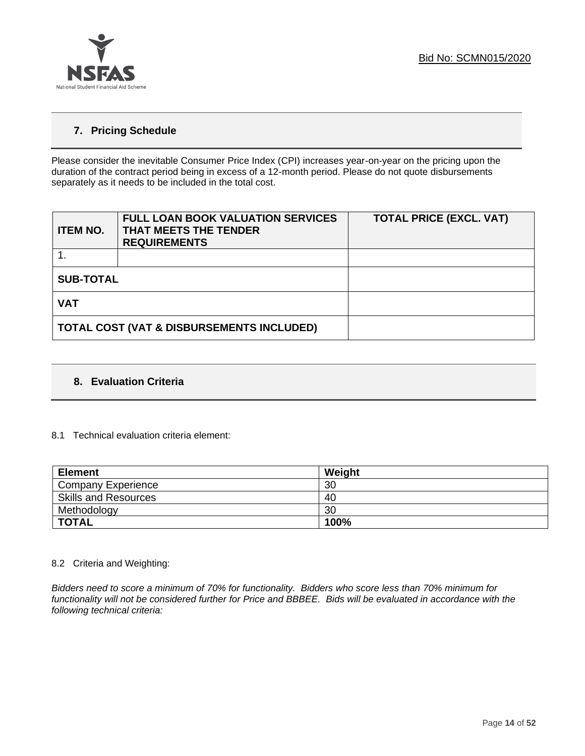## 7. Pricing Schedule

Please consider the inevitable Consumer Price Index (CPI) increases year-on-year on the pricing upon the duration of the contract period being in excess of a 12-month period. Please do not quote disbursements separately as it needs to be included in the total cost.

| ITEM NO. | FULL LOAN BOOK VALUATION SERVICES THAT MEETS THE TENDER REQUIREMENTS | TOTAL PRICE (EXCL. VAT) |
|---|---|---|
| 1. | | |
| **SUB-TOTAL** | | |
| **VAT** | | |
| **TOTAL COST (VAT & DISBURSEMENTS INCLUDED)** | | |

## 8. Evaluation Criteria

8.1 Technical evaluation criteria element:

| Element | Weight |
|---|---|
| Company Experience | 30 |
| Skills and Resources | 40 |
| Methodology | 30 |
| **TOTAL** | **100%** |

8.2 Criteria and Weighting:

*Bidders need to score a minimum of 70% for functionality. Bidders who score less than 70% minimum for functionality will not be considered further for Price and BBBEE. Bids will be evaluated in accordance with the following technical criteria:*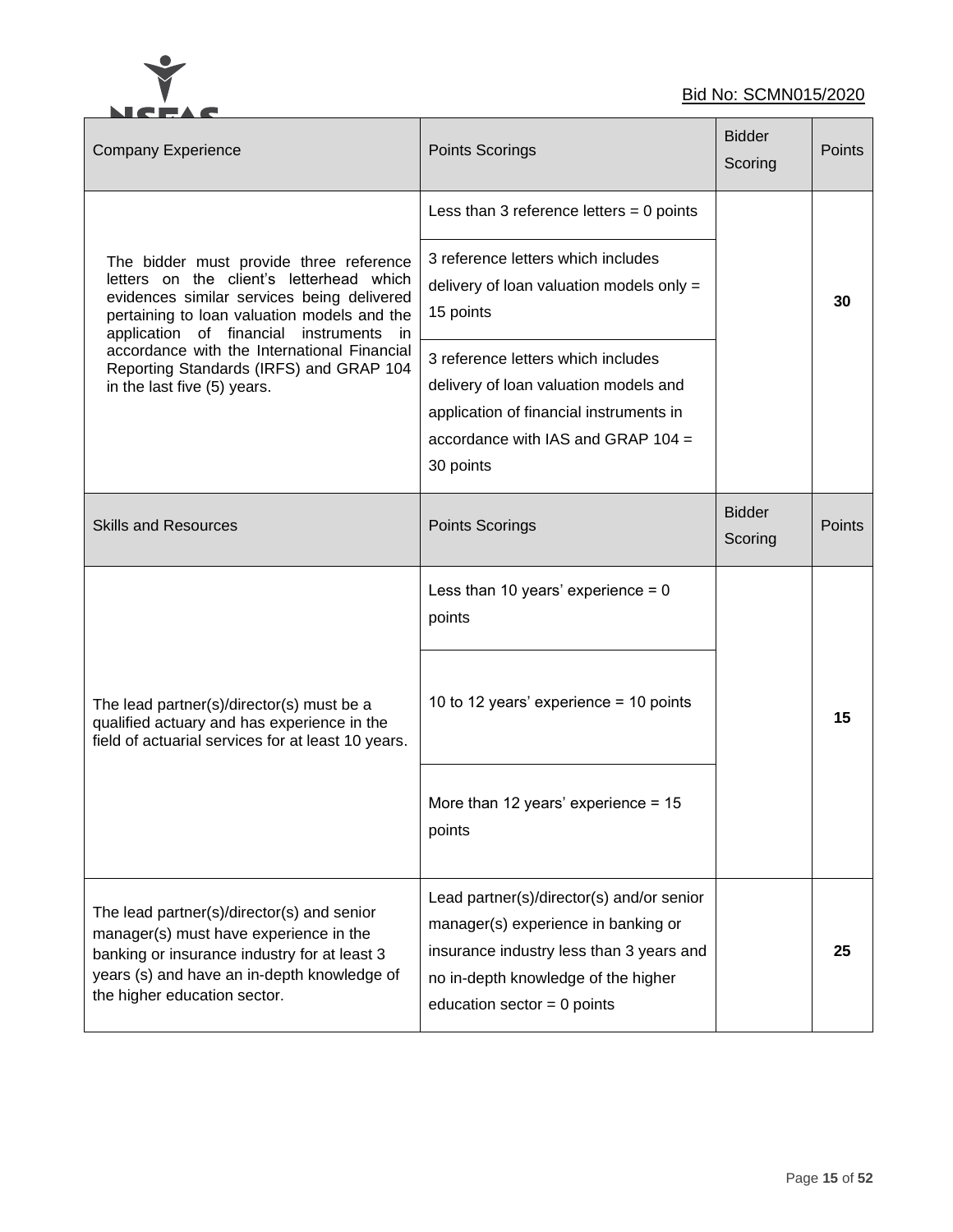| Company Experience | Points Scorings | Bidder Scoring | Points |
|---|---|---|---|
| The bidder must provide three reference letters on the client's letterhead which evidences similar services being delivered pertaining to loan valuation models and the application of financial instruments in accordance with the International Financial Reporting Standards (IRFS) and GRAP 104 in the last five (5) years. | Less than 3 reference letters = 0 points | | 30 |
| | 3 reference letters which includes delivery of loan valuation models only = 15 points | | |
| | 3 reference letters which includes delivery of loan valuation models and application of financial instruments in accordance with IAS and GRAP 104 = 30 points | | |
| **Skills and Resources** | **Points Scorings** | **Bidder Scoring** | **Points** |
| The lead partner(s)/director(s) must be a qualified actuary and has experience in the field of actuarial services for at least 10 years. | Less than 10 years' experience = 0 points | | 15 |
| | 10 to 12 years' experience = 10 points | | |
| | More than 12 years' experience = 15 points | | |
| The lead partner(s)/director(s) and senior manager(s) must have experience in the banking or insurance industry for at least 3 years (s) and have an in-depth knowledge of the higher education sector. | Lead partner(s)/director(s) and/or senior manager(s) experience in banking or insurance industry less than 3 years and no in-depth knowledge of the higher education sector = 0 points | | 25 |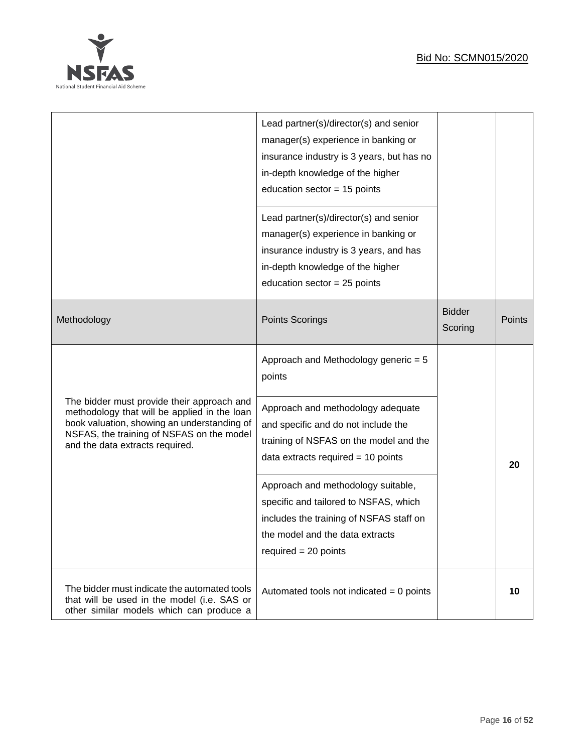| | | | |
|---|---|---|---|
| | Lead partner(s)/director(s) and senior manager(s) experience in banking or insurance industry is 3 years, but has no in-depth knowledge of the higher education sector = 15 points | | |
| | Lead partner(s)/director(s) and senior manager(s) experience in banking or insurance industry is 3 years, and has in-depth knowledge of the higher education sector = 25 points | | |
| Methodology | Points Scorings | Bidder Scoring | Points |
| The bidder must provide their approach and methodology that will be applied in the loan book valuation, showing an understanding of NSFAS, the training of NSFAS on the model and the data extracts required. | Approach and Methodology generic = 5 points | | **20** |
| | Approach and methodology adequate and specific and do not include the training of NSFAS on the model and the data extracts required = 10 points | | |
| | Approach and methodology suitable, specific and tailored to NSFAS, which includes the training of NSFAS staff on the model and the data extracts required = 20 points | | |
| The bidder must indicate the automated tools that will be used in the model (i.e. SAS or other similar models which can produce a | Automated tools not indicated = 0 points | | **10** |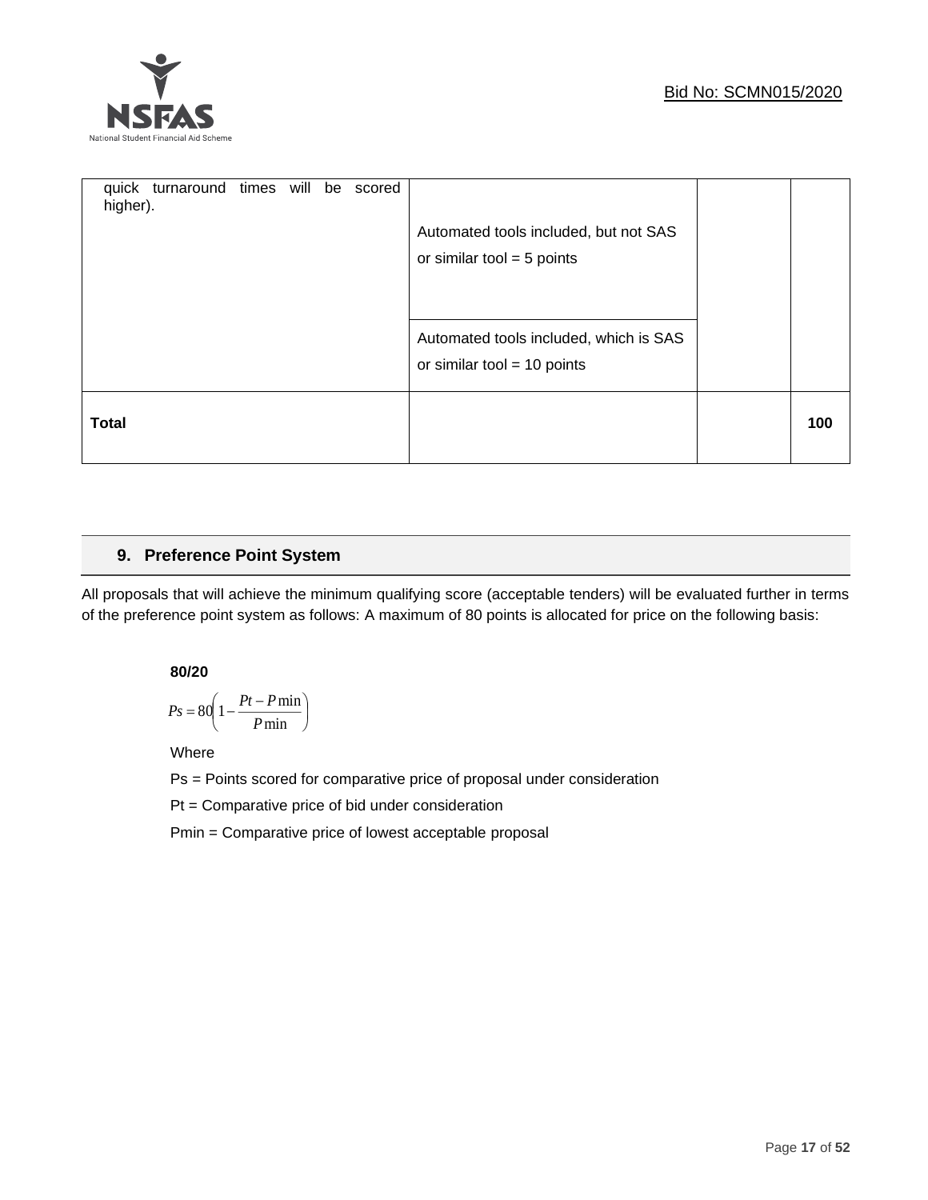| | | | |
|---|---|---|---|
| quick turnaround times will be scored higher). | Automated tools included, but not SAS or similar tool = 5 points | | |
| | Automated tools included, which is SAS or similar tool = 10 points | | |
| **Total** | | | **100** |

## 9. Preference Point System

All proposals that will achieve the minimum qualifying score (acceptable tenders) will be evaluated further in terms of the preference point system as follows: A maximum of 80 points is allocated for price on the following basis:

**80/20**

$$Ps = 80\left(1 - \frac{Pt - P\min}{P\min}\right)$$

Where

Ps = Points scored for comparative price of proposal under consideration

Pt = Comparative price of bid under consideration

Pmin = Comparative price of lowest acceptable proposal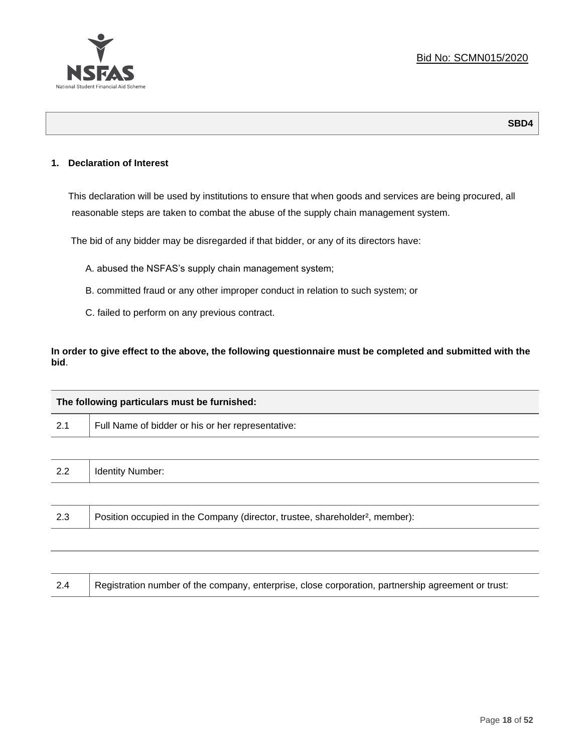Bid No: SCMN015/2020

**SBD4**

**1. Declaration of Interest**

This declaration will be used by institutions to ensure that when goods and services are being procured, all reasonable steps are taken to combat the abuse of the supply chain management system.

The bid of any bidder may be disregarded if that bidder, or any of its directors have:

A. abused the NSFAS's supply chain management system;

B. committed fraud or any other improper conduct in relation to such system; or

C. failed to perform on any previous contract.

**In order to give effect to the above, the following questionnaire must be completed and submitted with the bid**.

| **The following particulars must be furnished:** | |
|---|---|
| 2.1 | Full Name of bidder or his or her representative: |
| | |
| 2.2 | Identity Number: |
| | |
| 2.3 | Position occupied in the Company (director, trustee, shareholder², member): |
| | |
| | |
| 2.4 | Registration number of the company, enterprise, close corporation, partnership agreement or trust: |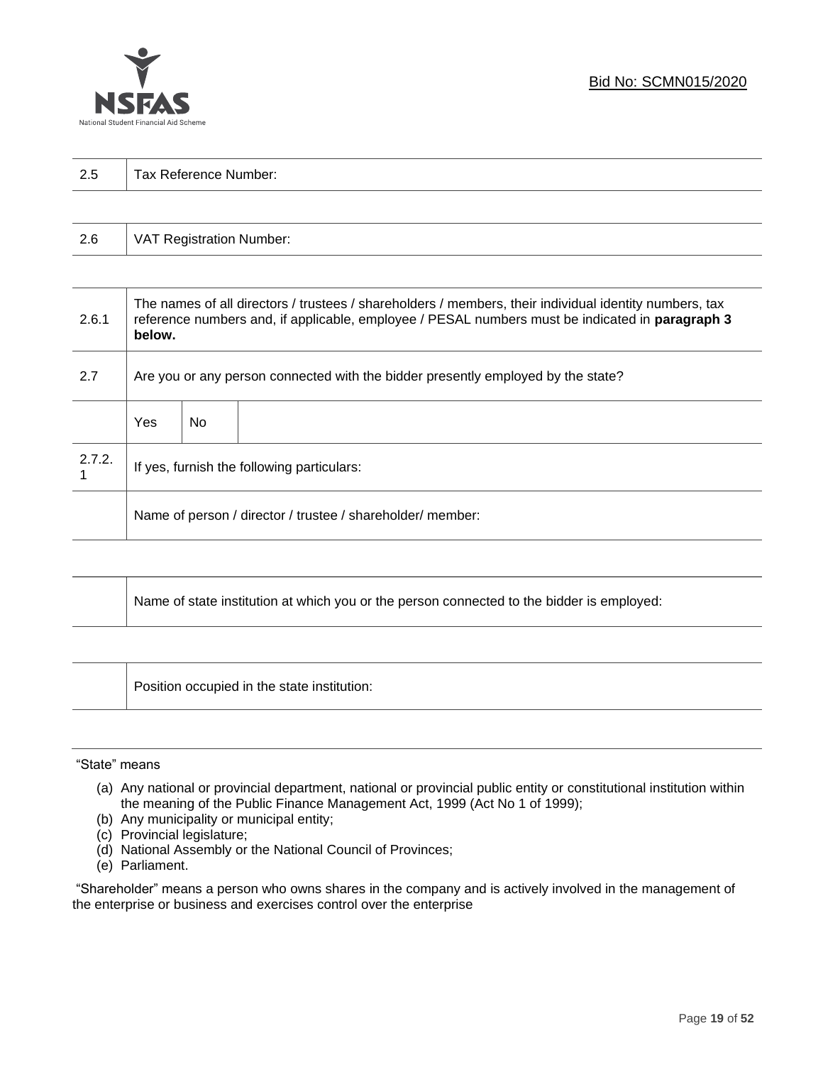| 2.5 | Tax Reference Number: |
|---|---|

| 2.6 | VAT Registration Number: |
|---|---|

| | | | |
|---|---|---|---|
| 2.6.1 | The names of all directors / trustees / shareholders / members, their individual identity numbers, tax reference numbers and, if applicable, employee / PESAL numbers must be indicated in **paragraph 3 below.** | | |
| 2.7 | Are you or any person connected with the bidder presently employed by the state? | | |
| | Yes | No | |
| 2.7.2.1 | If yes, furnish the following particulars: | | |
| | Name of person / director / trustee / shareholder/ member: | | |

| | |
|---|---|
| | Name of state institution at which you or the person connected to the bidder is employed: |

| | |
|---|---|
| | Position occupied in the state institution: |

"State" means

(a) Any national or provincial department, national or provincial public entity or constitutional institution within the meaning of the Public Finance Management Act, 1999 (Act No 1 of 1999);
(b) Any municipality or municipal entity;
(c) Provincial legislature;
(d) National Assembly or the National Council of Provinces;
(e) Parliament.

"Shareholder" means a person who owns shares in the company and is actively involved in the management of the enterprise or business and exercises control over the enterprise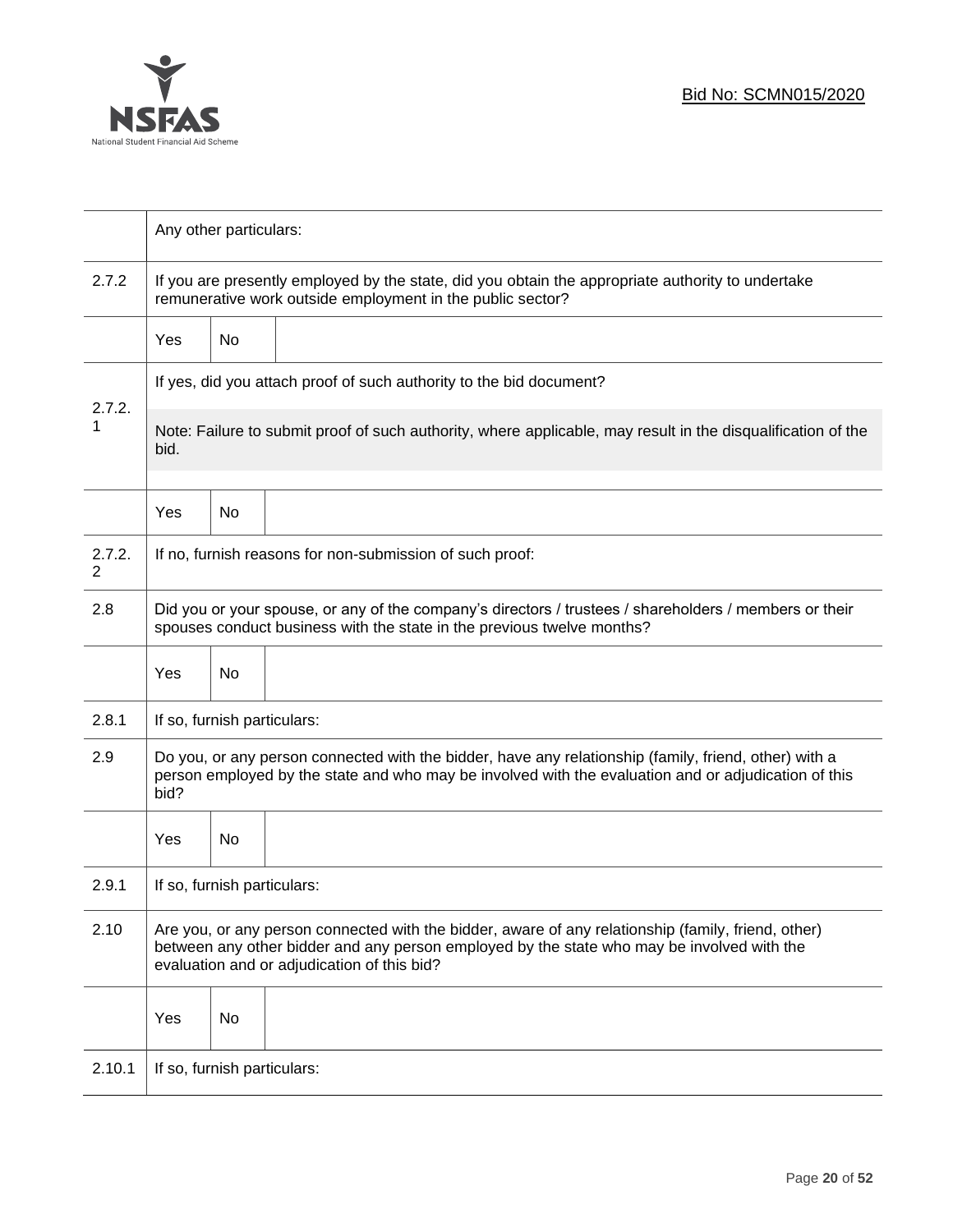| | | | |
|---|---|---|---|
| | Any other particulars: | | |
| 2.7.2 | If you are presently employed by the state, did you obtain the appropriate authority to undertake remunerative work outside employment in the public sector? | | |
| | Yes | No | |
| 2.7.2.1 | If yes, did you attach proof of such authority to the bid document? Note: Failure to submit proof of such authority, where applicable, may result in the disqualification of the bid. | | |
| | Yes | No | |
| 2.7.2.2 | If no, furnish reasons for non-submission of such proof: | | |
| 2.8 | Did you or your spouse, or any of the company's directors / trustees / shareholders / members or their spouses conduct business with the state in the previous twelve months? | | |
| | Yes | No | |
| 2.8.1 | If so, furnish particulars: | | |
| 2.9 | Do you, or any person connected with the bidder, have any relationship (family, friend, other) with a person employed by the state and who may be involved with the evaluation and or adjudication of this bid? | | |
| | Yes | No | |
| 2.9.1 | If so, furnish particulars: | | |
| 2.10 | Are you, or any person connected with the bidder, aware of any relationship (family, friend, other) between any other bidder and any person employed by the state who may be involved with the evaluation and or adjudication of this bid? | | |
| | Yes | No | |
| 2.10.1 | If so, furnish particulars: | | |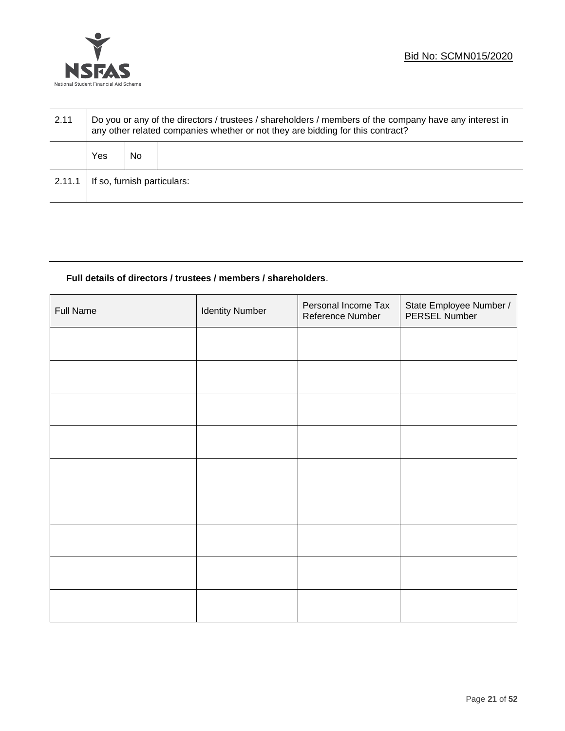| 2.11 | Do you or any of the directors / trustees / shareholders / members of the company have any interest in any other related companies whether or not they are bidding for this contract? | | |
|---|---|---|---|
| | Yes | No | |
| 2.11.1 | If so, furnish particulars: | | |

**Full details of directors / trustees / members / shareholders**.

| Full Name | Identity Number | Personal Income Tax Reference Number | State Employee Number / PERSEL Number |
|---|---|---|---|
| | | | |
| | | | |
| | | | |
| | | | |
| | | | |
| | | | |
| | | | |
| | | | |
| | | | |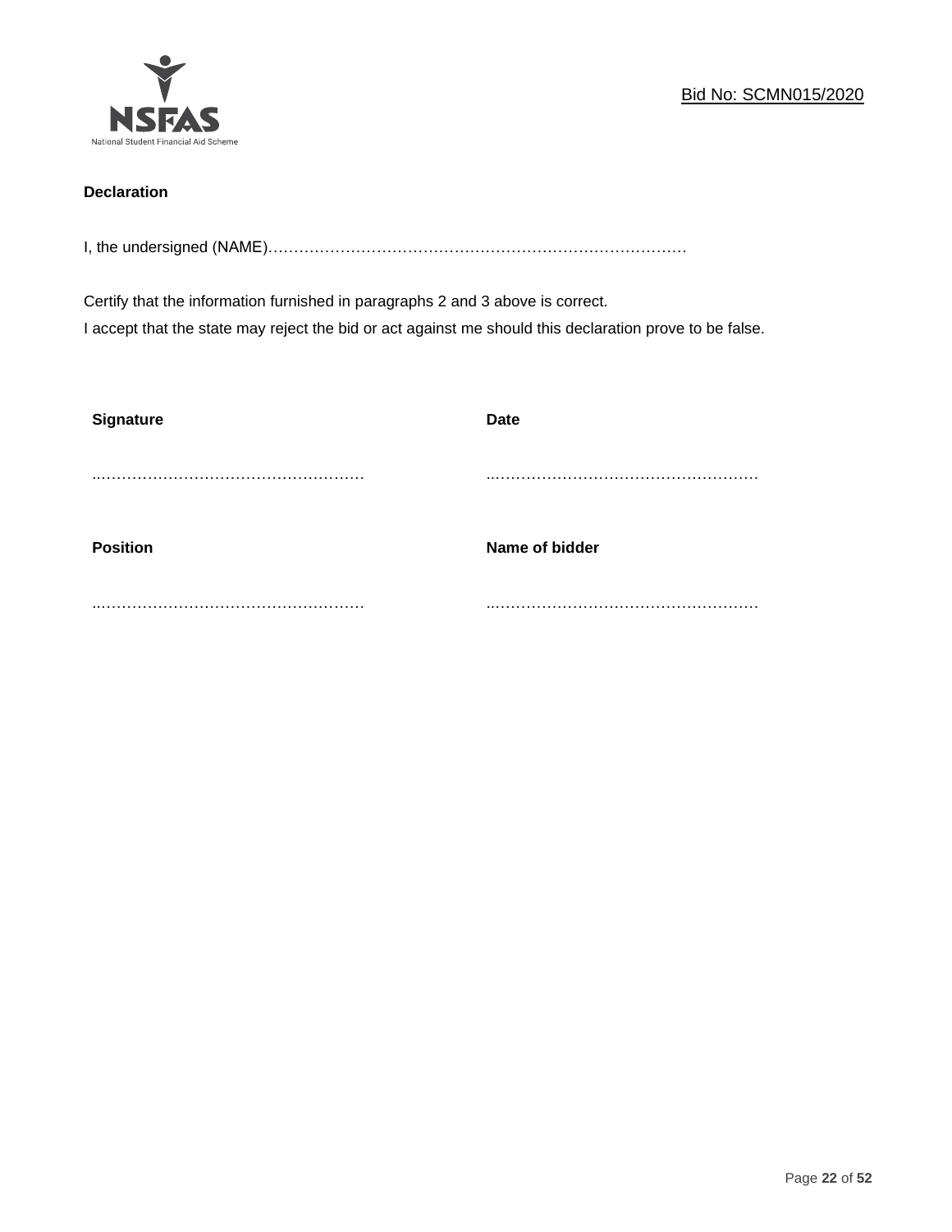**Declaration**

I, the undersigned (NAME)………………………………………………………………………

Certify that the information furnished in paragraphs 2 and 3 above is correct.
I accept that the state may reject the bid or act against me should this declaration prove to be false.

| **Signature** | **Date** |
|---|---|
| ..……………………………………………. | ..……………………………………………. |
| **Position** | **Name of bidder** |
| ..……………………………………………. | ..……………………………………………. |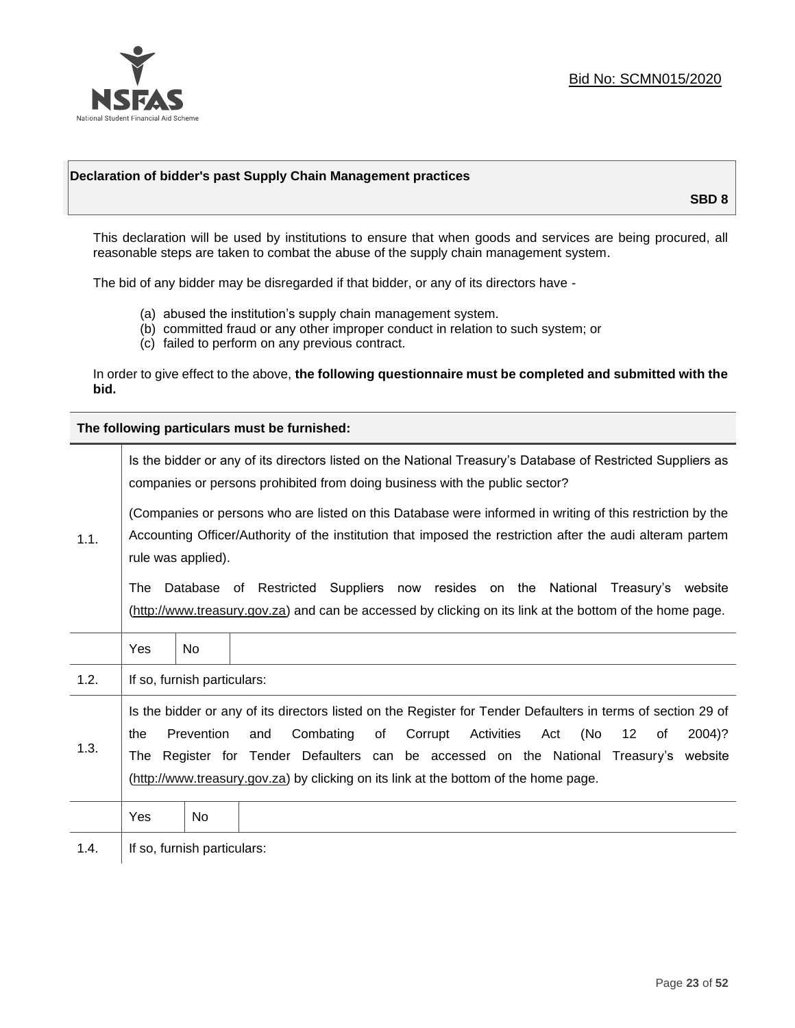Bid No: SCMN015/2020

**Declaration of bidder's past Supply Chain Management practices**

**SBD 8**

This declaration will be used by institutions to ensure that when goods and services are being procured, all reasonable steps are taken to combat the abuse of the supply chain management system.

The bid of any bidder may be disregarded if that bidder, or any of its directors have -

(a) abused the institution's supply chain management system.
(b) committed fraud or any other improper conduct in relation to such system; or
(c) failed to perform on any previous contract.

In order to give effect to the above, **the following questionnaire must be completed and submitted with the bid.**

| **The following particulars must be furnished:** | | | |
|---|---|---|---|
| 1.1. | Is the bidder or any of its directors listed on the National Treasury's Database of Restricted Suppliers as companies or persons prohibited from doing business with the public sector?<br><br>(Companies or persons who are listed on this Database were informed in writing of this restriction by the Accounting Officer/Authority of the institution that imposed the restriction after the audi alteram partem rule was applied).<br><br>The Database of Restricted Suppliers now resides on the National Treasury's website (http://www.treasury.gov.za) and can be accessed by clicking on its link at the bottom of the home page. | | |
| | Yes | No | |
| 1.2. | If so, furnish particulars: | | |
| 1.3. | Is the bidder or any of its directors listed on the Register for Tender Defaulters in terms of section 29 of the Prevention and Combating of Corrupt Activities Act (No 12 of 2004)? The Register for Tender Defaulters can be accessed on the National Treasury's website (http://www.treasury.gov.za) by clicking on its link at the bottom of the home page. | | |
| | Yes | No | |
| 1.4. | If so, furnish particulars: | | |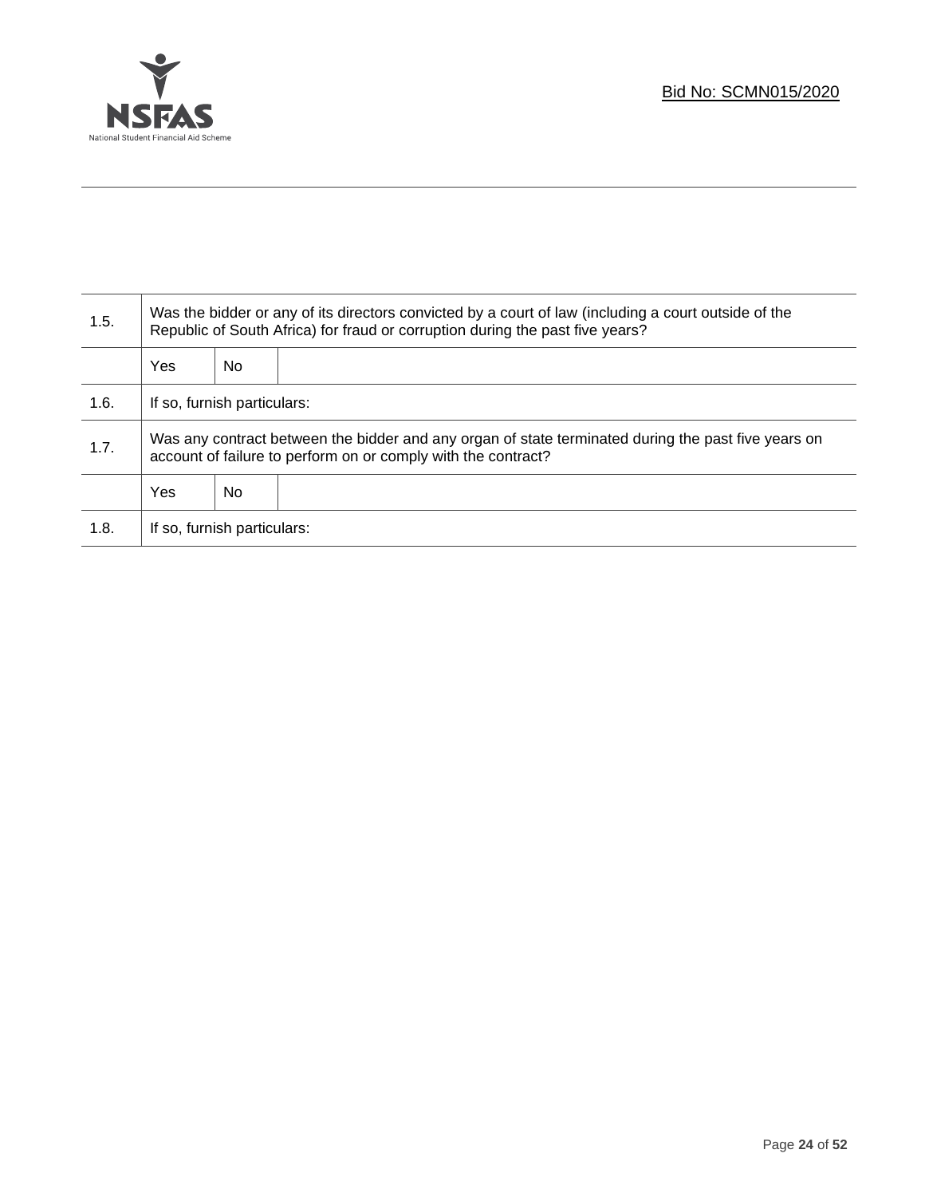| | | | |
|---|---|---|---|
| 1.5. | Was the bidder or any of its directors convicted by a court of law (including a court outside of the Republic of South Africa) for fraud or corruption during the past five years? | | |
| | Yes | No | |
| 1.6. | If so, furnish particulars: | | |
| 1.7. | Was any contract between the bidder and any organ of state terminated during the past five years on account of failure to perform on or comply with the contract? | | |
| | Yes | No | |
| 1.8. | If so, furnish particulars: | | |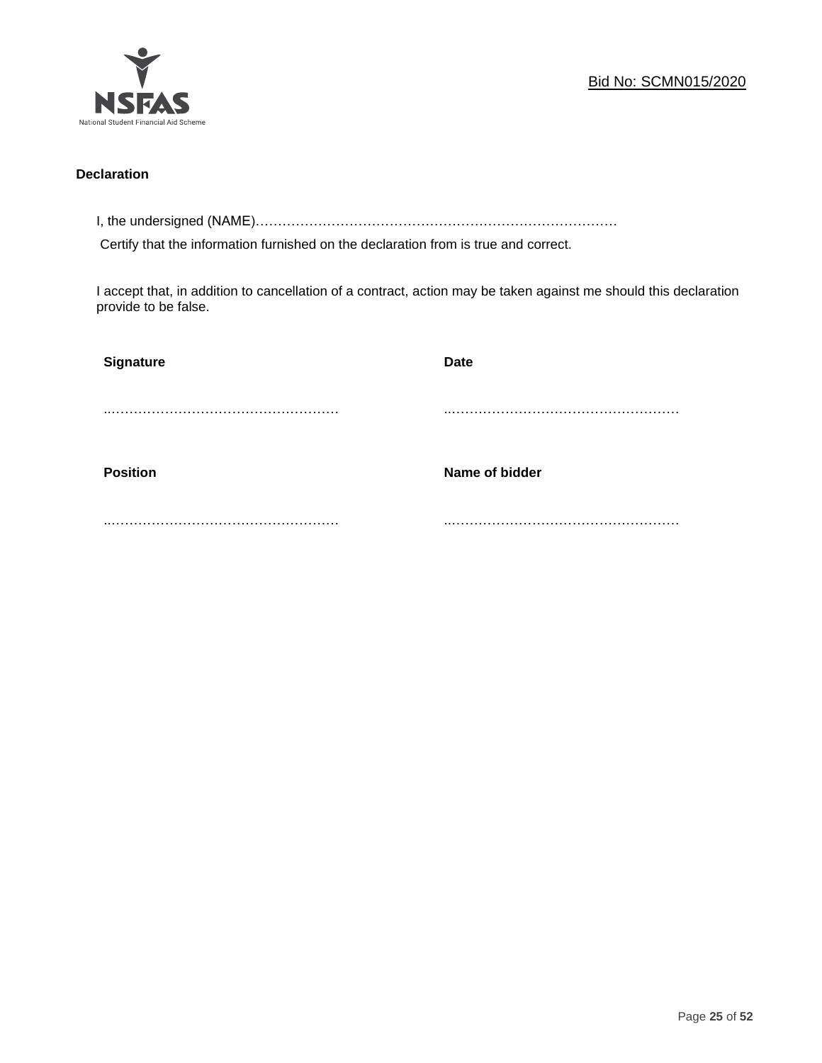Bid No: SCMN015/2020

**Declaration**

I, the undersigned (NAME)…………………………………………………………………………

Certify that the information furnished on the declaration from is true and correct.

I accept that, in addition to cancellation of a contract, action may be taken against me should this declaration provide to be false.

| **Signature** | **Date** |
|---|---|
| …………………………………………… | …………………………………………… |
| **Position** | **Name of bidder** |
| …………………………………………… | …………………………………………… |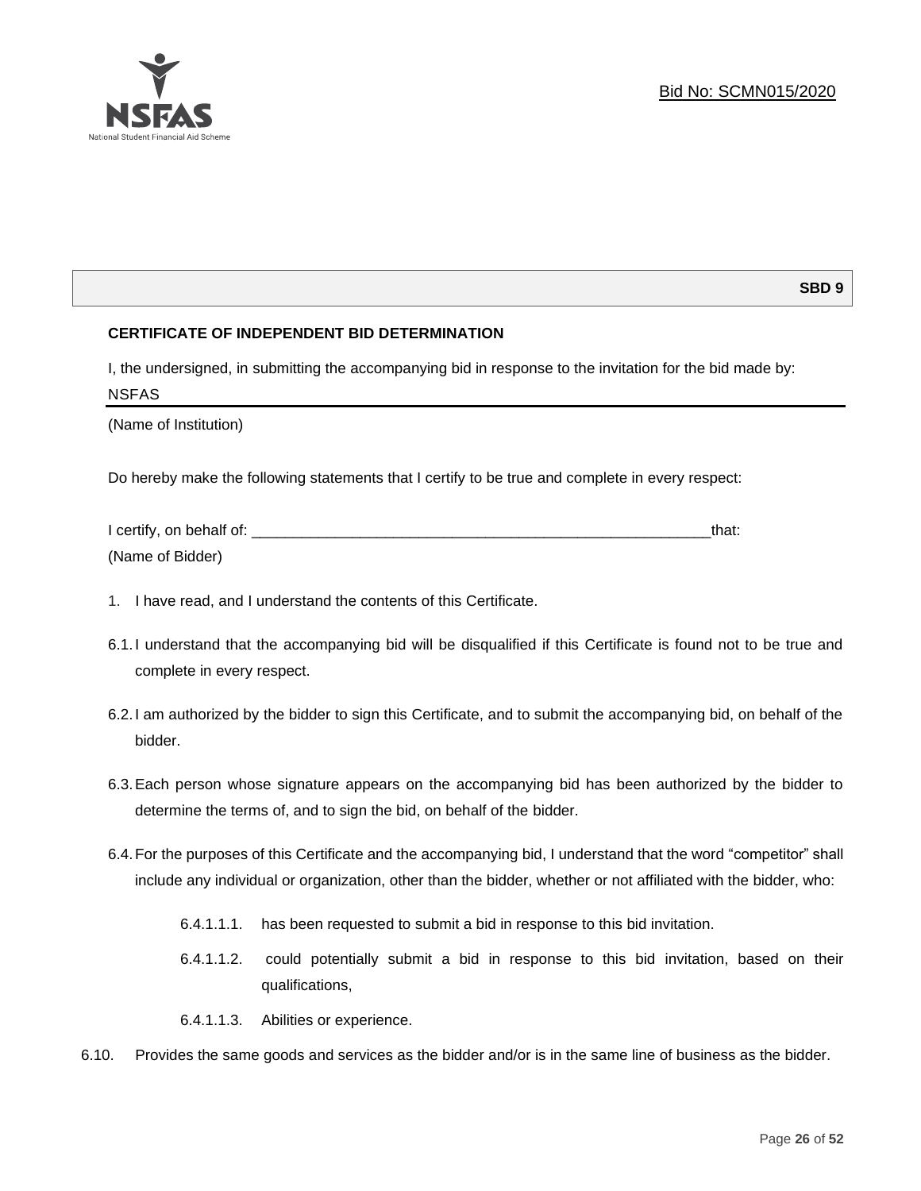**SBD 9**

**CERTIFICATE OF INDEPENDENT BID DETERMINATION**

I, the undersigned, in submitting the accompanying bid in response to the invitation for the bid made by:

NSFAS

(Name of Institution)

Do hereby make the following statements that I certify to be true and complete in every respect:

I certify, on behalf of: ___________________________________________________________that:

(Name of Bidder)

1. I have read, and I understand the contents of this Certificate.

6.1. I understand that the accompanying bid will be disqualified if this Certificate is found not to be true and complete in every respect.

6.2. I am authorized by the bidder to sign this Certificate, and to submit the accompanying bid, on behalf of the bidder.

6.3. Each person whose signature appears on the accompanying bid has been authorized by the bidder to determine the terms of, and to sign the bid, on behalf of the bidder.

6.4. For the purposes of this Certificate and the accompanying bid, I understand that the word "competitor" shall include any individual or organization, other than the bidder, whether or not affiliated with the bidder, who:

6.4.1.1.1. has been requested to submit a bid in response to this bid invitation.

6.4.1.1.2. could potentially submit a bid in response to this bid invitation, based on their qualifications,

6.4.1.1.3. Abilities or experience.

6.10. Provides the same goods and services as the bidder and/or is in the same line of business as the bidder.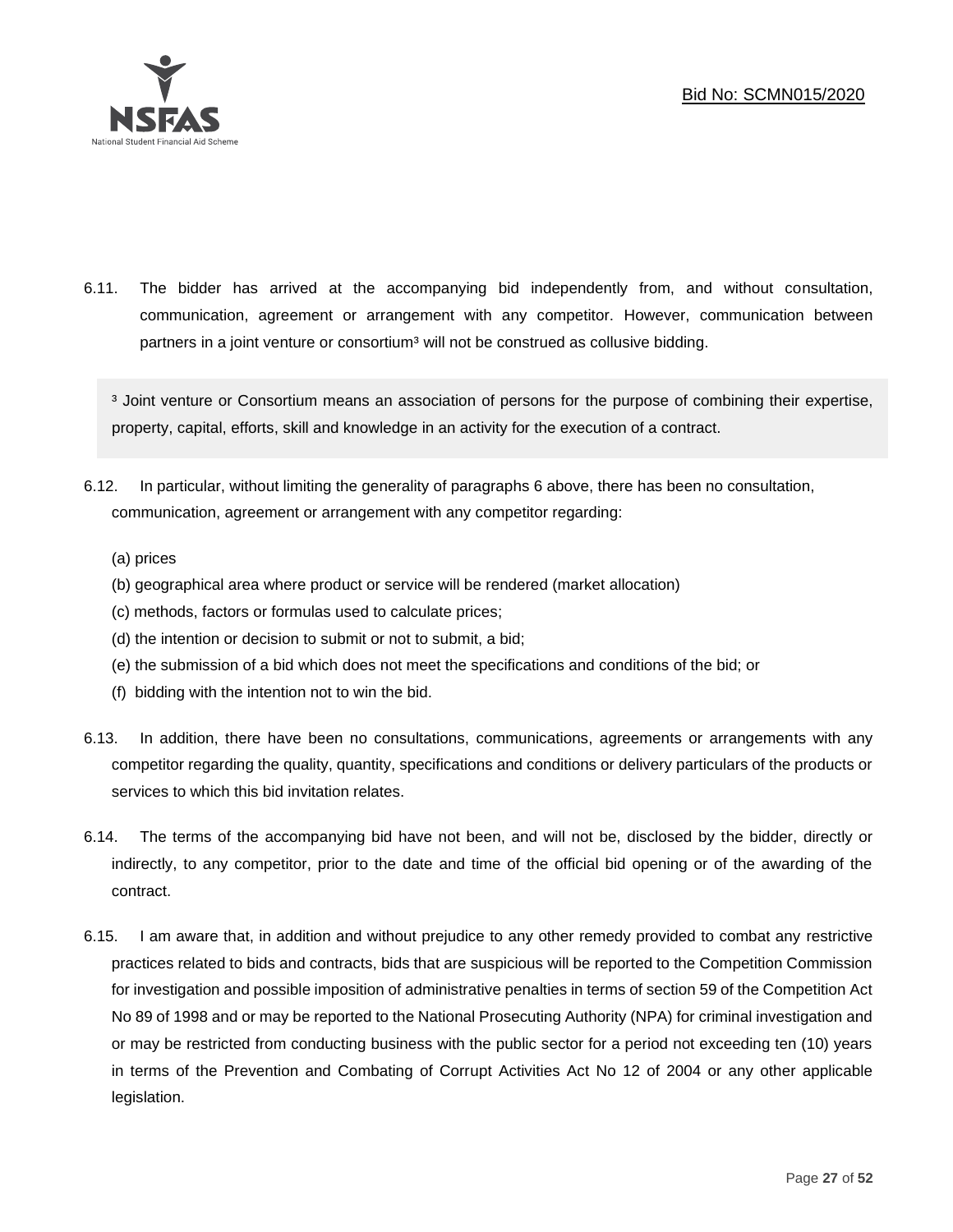6.11. The bidder has arrived at the accompanying bid independently from, and without consultation, communication, agreement or arrangement with any competitor. However, communication between partners in a joint venture or consortium[3] will not be construed as collusive bidding.

> [3] Joint venture or Consortium means an association of persons for the purpose of combining their expertise, property, capital, efforts, skill and knowledge in an activity for the execution of a contract.

6.12. In particular, without limiting the generality of paragraphs 6 above, there has been no consultation, communication, agreement or arrangement with any competitor regarding:

(a) prices
(b) geographical area where product or service will be rendered (market allocation)
(c) methods, factors or formulas used to calculate prices;
(d) the intention or decision to submit or not to submit, a bid;
(e) the submission of a bid which does not meet the specifications and conditions of the bid; or
(f) bidding with the intention not to win the bid.

6.13. In addition, there have been no consultations, communications, agreements or arrangements with any competitor regarding the quality, quantity, specifications and conditions or delivery particulars of the products or services to which this bid invitation relates.

6.14. The terms of the accompanying bid have not been, and will not be, disclosed by the bidder, directly or indirectly, to any competitor, prior to the date and time of the official bid opening or of the awarding of the contract.

6.15. I am aware that, in addition and without prejudice to any other remedy provided to combat any restrictive practices related to bids and contracts, bids that are suspicious will be reported to the Competition Commission for investigation and possible imposition of administrative penalties in terms of section 59 of the Competition Act No 89 of 1998 and or may be reported to the National Prosecuting Authority (NPA) for criminal investigation and or may be restricted from conducting business with the public sector for a period not exceeding ten (10) years in terms of the Prevention and Combating of Corrupt Activities Act No 12 of 2004 or any other applicable legislation.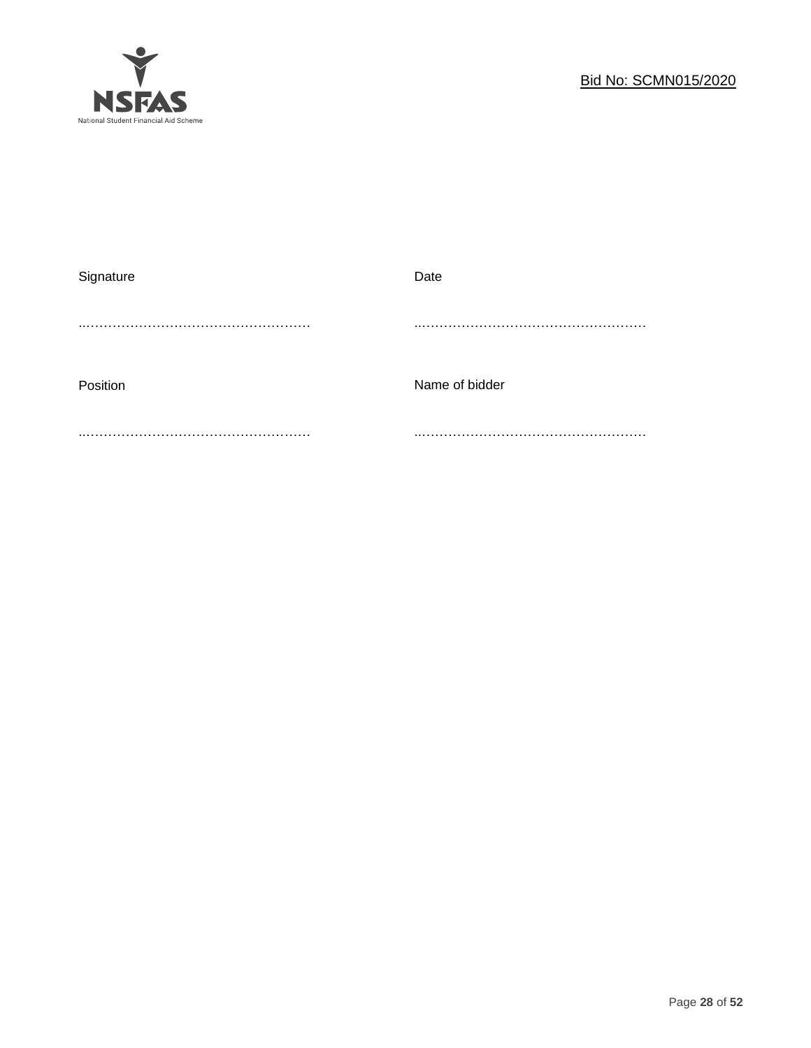| Signature | Date |
| --- | --- |
| ……………………………………………… | ……………………………………………… |
| Position | Name of bidder |
| ……………………………………………… | ……………………………………………… |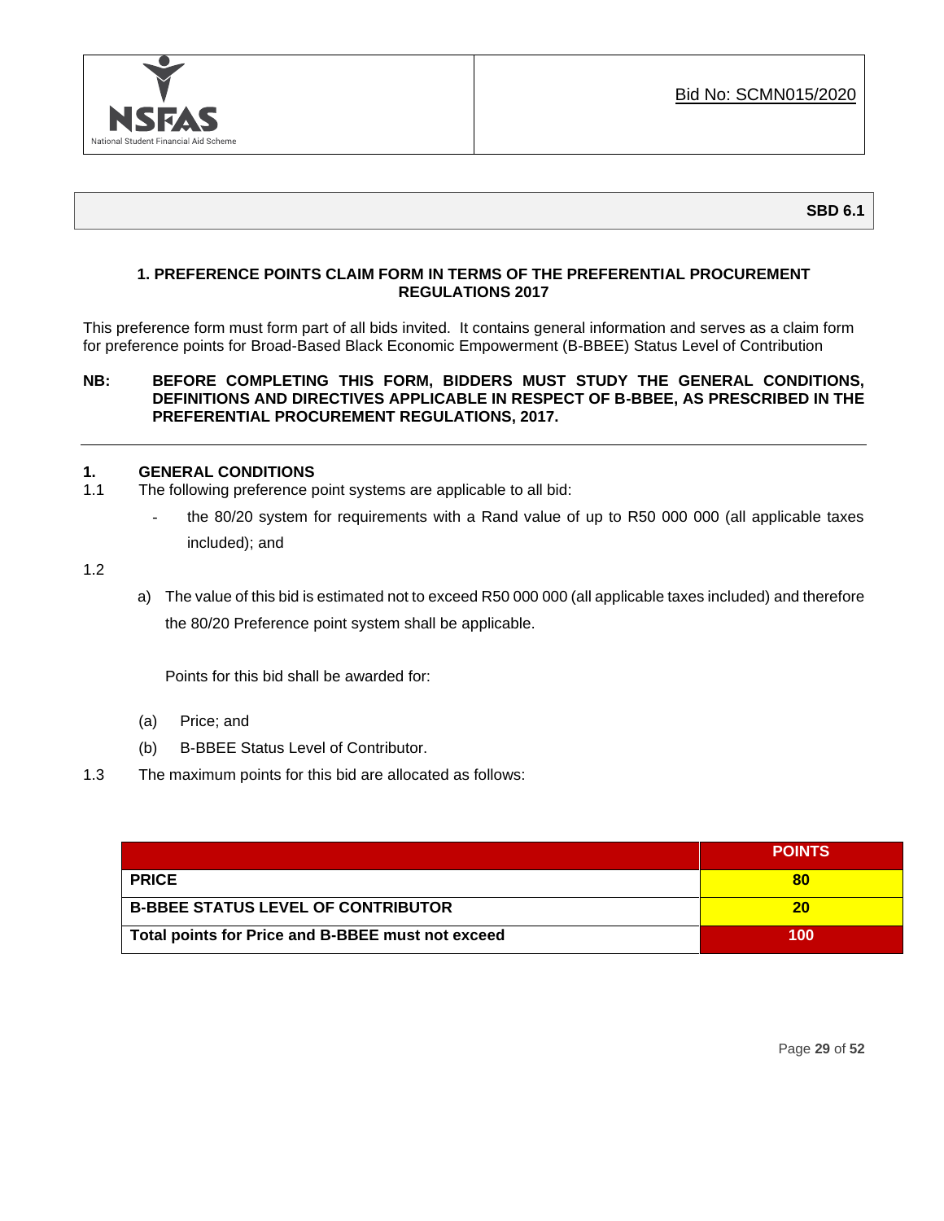Bid No: SCMN015/2020

**SBD 6.1**

## 1. PREFERENCE POINTS CLAIM FORM IN TERMS OF THE PREFERENTIAL PROCUREMENT REGULATIONS 2017

This preference form must form part of all bids invited. It contains general information and serves as a claim form for preference points for Broad-Based Black Economic Empowerment (B-BBEE) Status Level of Contribution

**NB: BEFORE COMPLETING THIS FORM, BIDDERS MUST STUDY THE GENERAL CONDITIONS, DEFINITIONS AND DIRECTIVES APPLICABLE IN RESPECT OF B-BBEE, AS PRESCRIBED IN THE PREFERENTIAL PROCUREMENT REGULATIONS, 2017.**

---

### 1. GENERAL CONDITIONS

1.1 The following preference point systems are applicable to all bid:

- the 80/20 system for requirements with a Rand value of up to R50 000 000 (all applicable taxes included); and

1.2

a) The value of this bid is estimated not to exceed R50 000 000 (all applicable taxes included) and therefore the 80/20 Preference point system shall be applicable.

Points for this bid shall be awarded for:

(a) Price; and

(b) B-BBEE Status Level of Contributor.

1.3 The maximum points for this bid are allocated as follows:

| | POINTS |
|---|---|
| **PRICE** | **80** |
| **B-BBEE STATUS LEVEL OF CONTRIBUTOR** | **20** |
| **Total points for Price and B-BBEE must not exceed** | **100** |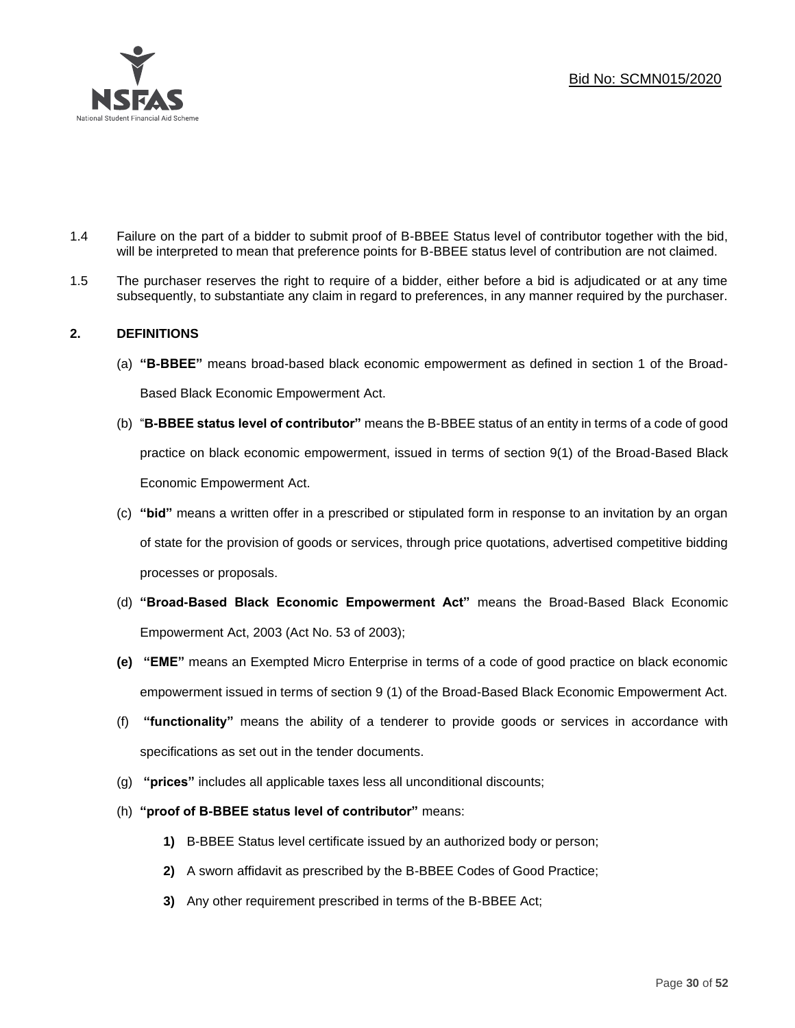1.4 Failure on the part of a bidder to submit proof of B-BBEE Status level of contributor together with the bid, will be interpreted to mean that preference points for B-BBEE status level of contribution are not claimed.

1.5 The purchaser reserves the right to require of a bidder, either before a bid is adjudicated or at any time subsequently, to substantiate any claim in regard to preferences, in any manner required by the purchaser.

## 2. DEFINITIONS

(a) **"B-BBEE"** means broad-based black economic empowerment as defined in section 1 of the Broad-Based Black Economic Empowerment Act.

(b) "**B-BBEE status level of contributor"** means the B-BBEE status of an entity in terms of a code of good practice on black economic empowerment, issued in terms of section 9(1) of the Broad-Based Black Economic Empowerment Act.

(c) **"bid"** means a written offer in a prescribed or stipulated form in response to an invitation by an organ of state for the provision of goods or services, through price quotations, advertised competitive bidding processes or proposals.

(d) **"Broad-Based Black Economic Empowerment Act"** means the Broad-Based Black Economic Empowerment Act, 2003 (Act No. 53 of 2003);

**(e)** **"EME"** means an Exempted Micro Enterprise in terms of a code of good practice on black economic empowerment issued in terms of section 9 (1) of the Broad-Based Black Economic Empowerment Act.

(f) **"functionality"** means the ability of a tenderer to provide goods or services in accordance with specifications as set out in the tender documents.

(g) **"prices"** includes all applicable taxes less all unconditional discounts;

(h) **"proof of B-BBEE status level of contributor"** means:

**1)** B-BBEE Status level certificate issued by an authorized body or person;

**2)** A sworn affidavit as prescribed by the B-BBEE Codes of Good Practice;

**3)** Any other requirement prescribed in terms of the B-BBEE Act;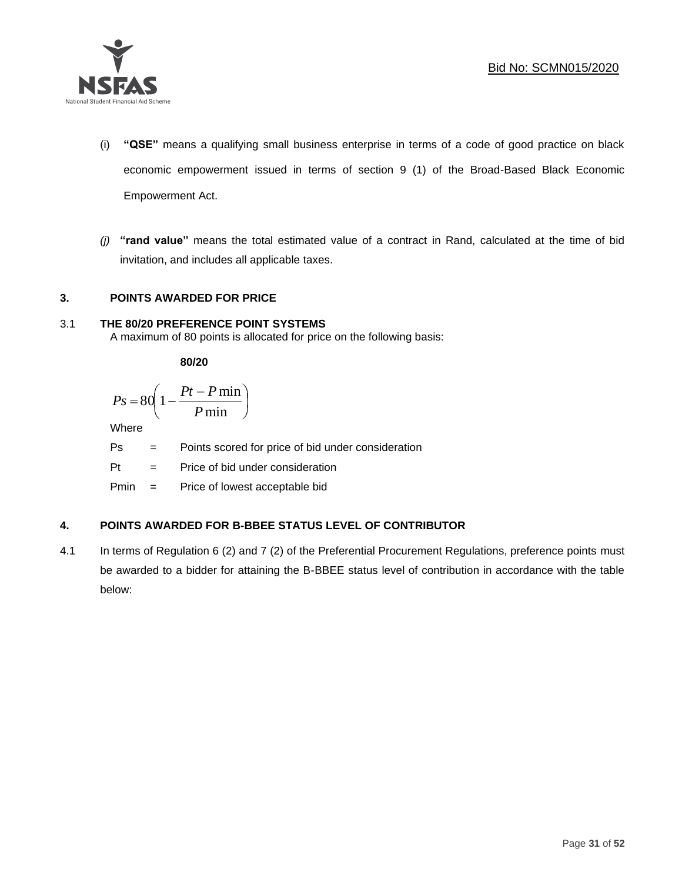(i) **"QSE"** means a qualifying small business enterprise in terms of a code of good practice on black economic empowerment issued in terms of section 9 (1) of the Broad-Based Black Economic Empowerment Act.

*(j)* **"rand value"** means the total estimated value of a contract in Rand, calculated at the time of bid invitation, and includes all applicable taxes.

## 3. POINTS AWARDED FOR PRICE

### 3.1 THE 80/20 PREFERENCE POINT SYSTEMS

A maximum of 80 points is allocated for price on the following basis:

**80/20**

$$Ps = 80\left(1 - \frac{Pt - P\min}{P\min}\right)$$

Where

Ps = Points scored for price of bid under consideration

Pt = Price of bid under consideration

Pmin = Price of lowest acceptable bid

## 4. POINTS AWARDED FOR B-BBEE STATUS LEVEL OF CONTRIBUTOR

4.1 In terms of Regulation 6 (2) and 7 (2) of the Preferential Procurement Regulations, preference points must be awarded to a bidder for attaining the B-BBEE status level of contribution in accordance with the table below: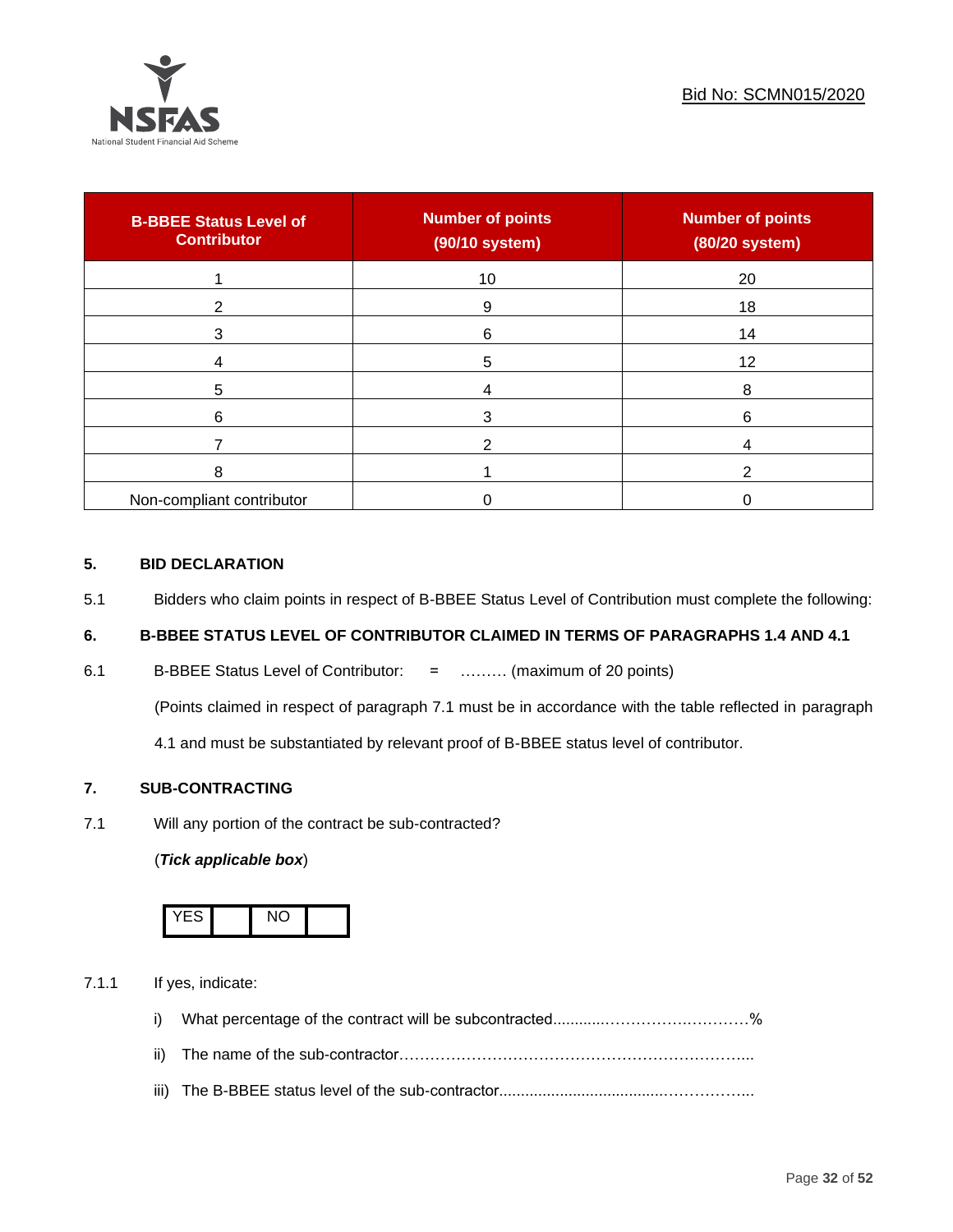| B-BBEE Status Level of Contributor | Number of points (90/10 system) | Number of points (80/20 system) |
|---|---|---|
| 1 | 10 | 20 |
| 2 | 9 | 18 |
| 3 | 6 | 14 |
| 4 | 5 | 12 |
| 5 | 4 | 8 |
| 6 | 3 | 6 |
| 7 | 2 | 4 |
| 8 | 1 | 2 |
| Non-compliant contributor | 0 | 0 |

## 5. BID DECLARATION

5.1 Bidders who claim points in respect of B-BBEE Status Level of Contribution must complete the following:

## 6. B-BBEE STATUS LEVEL OF CONTRIBUTOR CLAIMED IN TERMS OF PARAGRAPHS 1.4 AND 4.1

6.1 B-BBEE Status Level of Contributor: = ……… (maximum of 20 points)

(Points claimed in respect of paragraph 7.1 must be in accordance with the table reflected in paragraph 4.1 and must be substantiated by relevant proof of B-BBEE status level of contributor.

## 7. SUB-CONTRACTING

7.1 Will any portion of the contract be sub-contracted?

(***Tick applicable box***)

| YES | | NO | |
|---|---|---|---|

7.1.1 If yes, indicate:

i) What percentage of the contract will be subcontracted............……………….…………%

ii) The name of the sub-contractor…………………………………………………………..

iii) The B-BBEE status level of the sub-contractor......................................……………..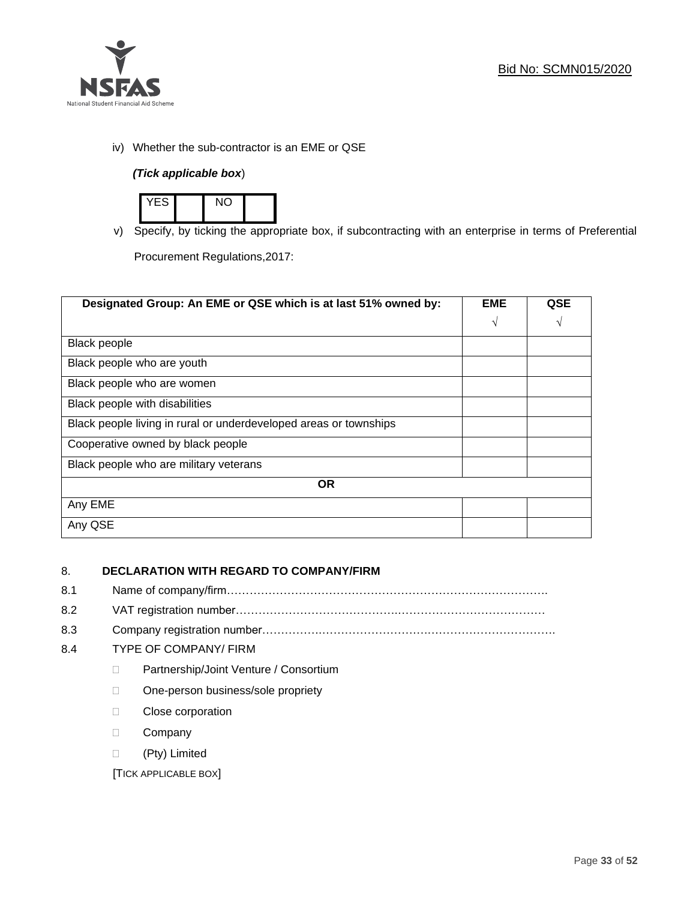iv) Whether the sub-contractor is an EME or QSE

*(Tick applicable box*)

| YES | | NO | |
|---|---|---|---|

v) Specify, by ticking the appropriate box, if subcontracting with an enterprise in terms of Preferential Procurement Regulations,2017:

| Designated Group: An EME or QSE which is at last 51% owned by: | EME √ | QSE √ |
|---|---|---|
| Black people | | |
| Black people who are youth | | |
| Black people who are women | | |
| Black people with disabilities | | |
| Black people living in rural or underdeveloped areas or townships | | |
| Cooperative owned by black people | | |
| Black people who are military veterans | | |
| **OR** | | |
| Any EME | | |
| Any QSE | | |

8. **DECLARATION WITH REGARD TO COMPANY/FIRM**

8.1 Name of company/firm………………………………………………………………………….

8.2 VAT registration number……………………………………..…………………………………

8.3 Company registration number…………….……………………….…………………………….

8.4 TYPE OF COMPANY/ FIRM

- ☐ Partnership/Joint Venture / Consortium
- ☐ One-person business/sole propriety
- ☐ Close corporation
- ☐ Company
- ☐ (Pty) Limited

[TICK APPLICABLE BOX]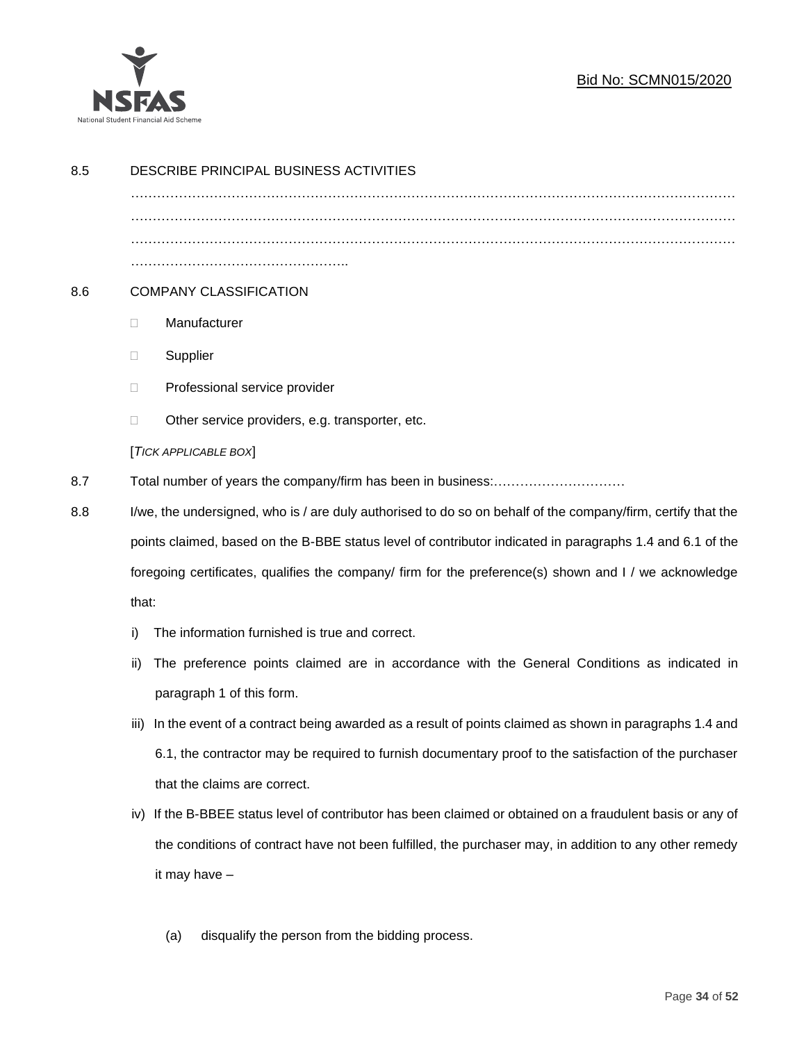8.5 DESCRIBE PRINCIPAL BUSINESS ACTIVITIES

…………………………………………………………………………………………………………………………
…………………………………………………………………………………………………………………………
…………………………………………………………………………………………………………………………
…………………………………………..

8.6 COMPANY CLASSIFICATION

- ☐ Manufacturer
- ☐ Supplier
- ☐ Professional service provider
- ☐ Other service providers, e.g. transporter, etc.

[*TICK APPLICABLE BOX*]

8.7 Total number of years the company/firm has been in business:…………………………

8.8 I/we, the undersigned, who is / are duly authorised to do so on behalf of the company/firm, certify that the points claimed, based on the B-BBE status level of contributor indicated in paragraphs 1.4 and 6.1 of the foregoing certificates, qualifies the company/ firm for the preference(s) shown and I / we acknowledge that:

i) The information furnished is true and correct.

ii) The preference points claimed are in accordance with the General Conditions as indicated in paragraph 1 of this form.

iii) In the event of a contract being awarded as a result of points claimed as shown in paragraphs 1.4 and 6.1, the contractor may be required to furnish documentary proof to the satisfaction of the purchaser that the claims are correct.

iv) If the B-BBEE status level of contributor has been claimed or obtained on a fraudulent basis or any of the conditions of contract have not been fulfilled, the purchaser may, in addition to any other remedy it may have –

(a) disqualify the person from the bidding process.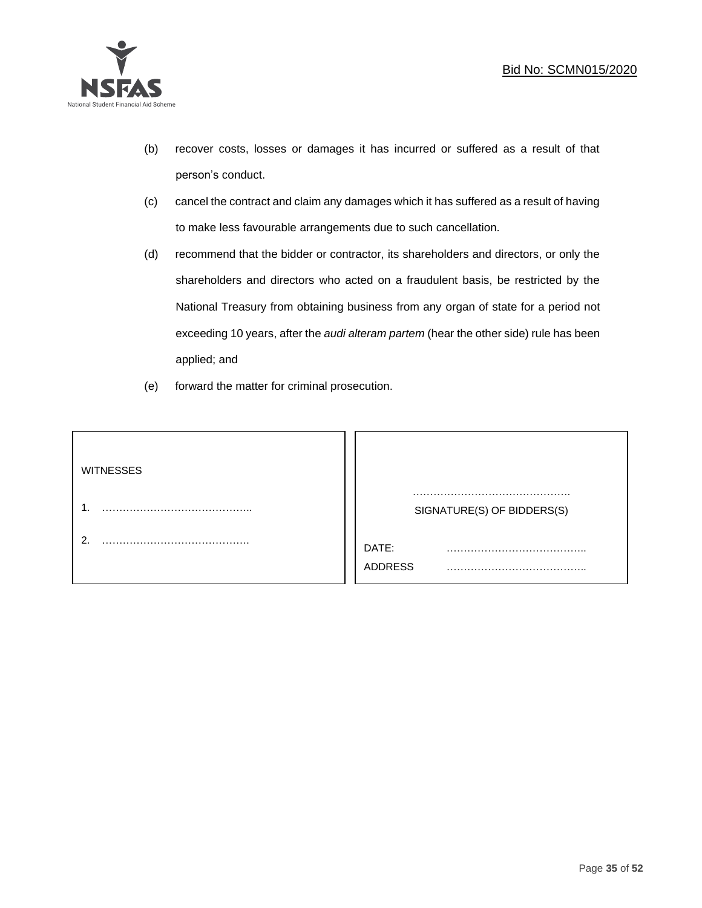(b) recover costs, losses or damages it has incurred or suffered as a result of that person's conduct.

(c) cancel the contract and claim any damages which it has suffered as a result of having to make less favourable arrangements due to such cancellation.

(d) recommend that the bidder or contractor, its shareholders and directors, or only the shareholders and directors who acted on a fraudulent basis, be restricted by the National Treasury from obtaining business from any organ of state for a period not exceeding 10 years, after the *audi alteram partem* (hear the other side) rule has been applied; and

(e) forward the matter for criminal prosecution.

| WITNESSES | |
|---|---|
| 1. …………………………………….. | ………………………………………. SIGNATURE(S) OF BIDDERS(S) |
| 2. ……………………………………. | DATE: ………………………………….. |
| | ADDRESS ………………………………….. |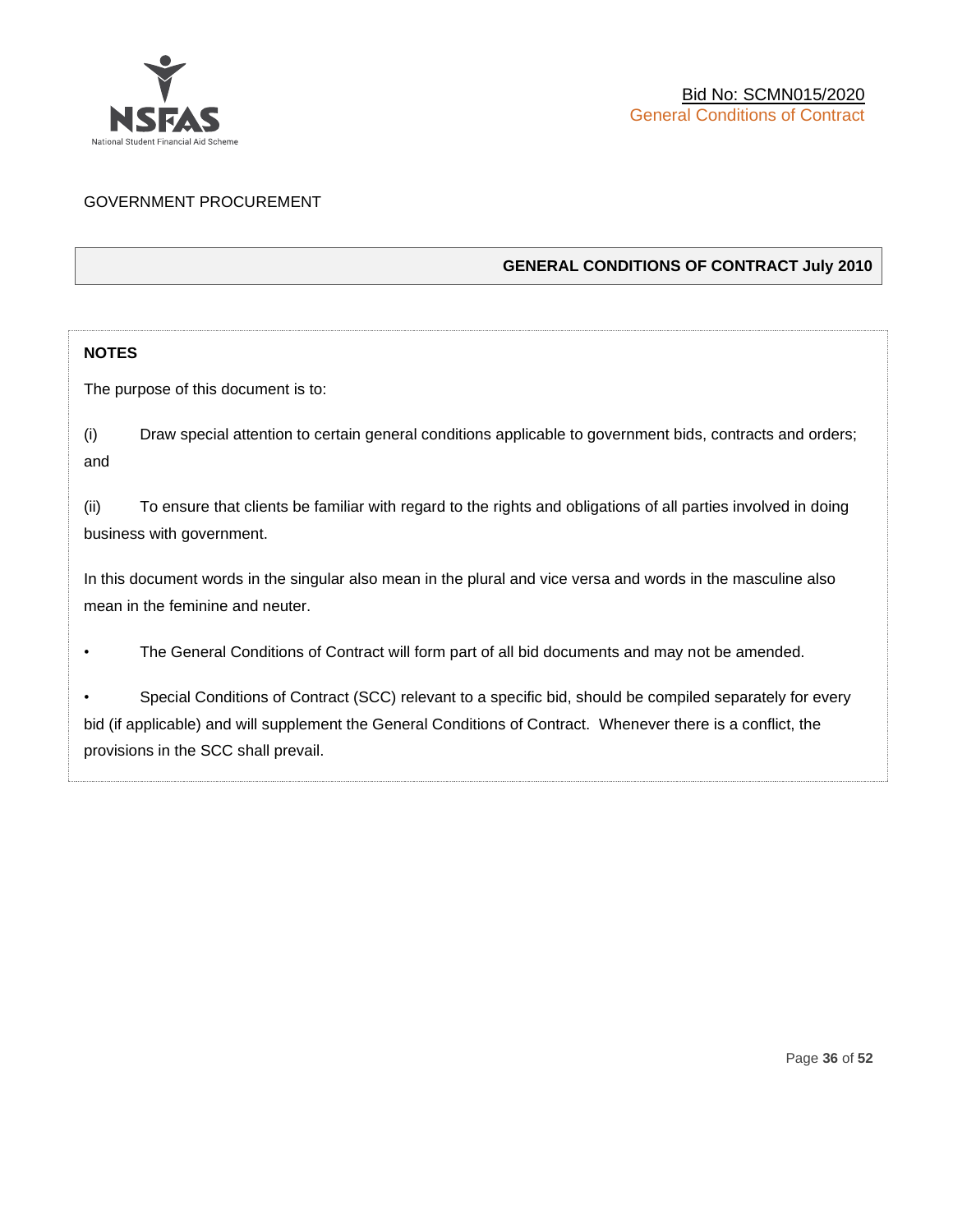GOVERNMENT PROCUREMENT

## GENERAL CONDITIONS OF CONTRACT July 2010

**NOTES**

The purpose of this document is to:

(i) Draw special attention to certain general conditions applicable to government bids, contracts and orders; and

(ii) To ensure that clients be familiar with regard to the rights and obligations of all parties involved in doing business with government.

In this document words in the singular also mean in the plural and vice versa and words in the masculine also mean in the feminine and neuter.

- The General Conditions of Contract will form part of all bid documents and may not be amended.

- Special Conditions of Contract (SCC) relevant to a specific bid, should be compiled separately for every bid (if applicable) and will supplement the General Conditions of Contract. Whenever there is a conflict, the provisions in the SCC shall prevail.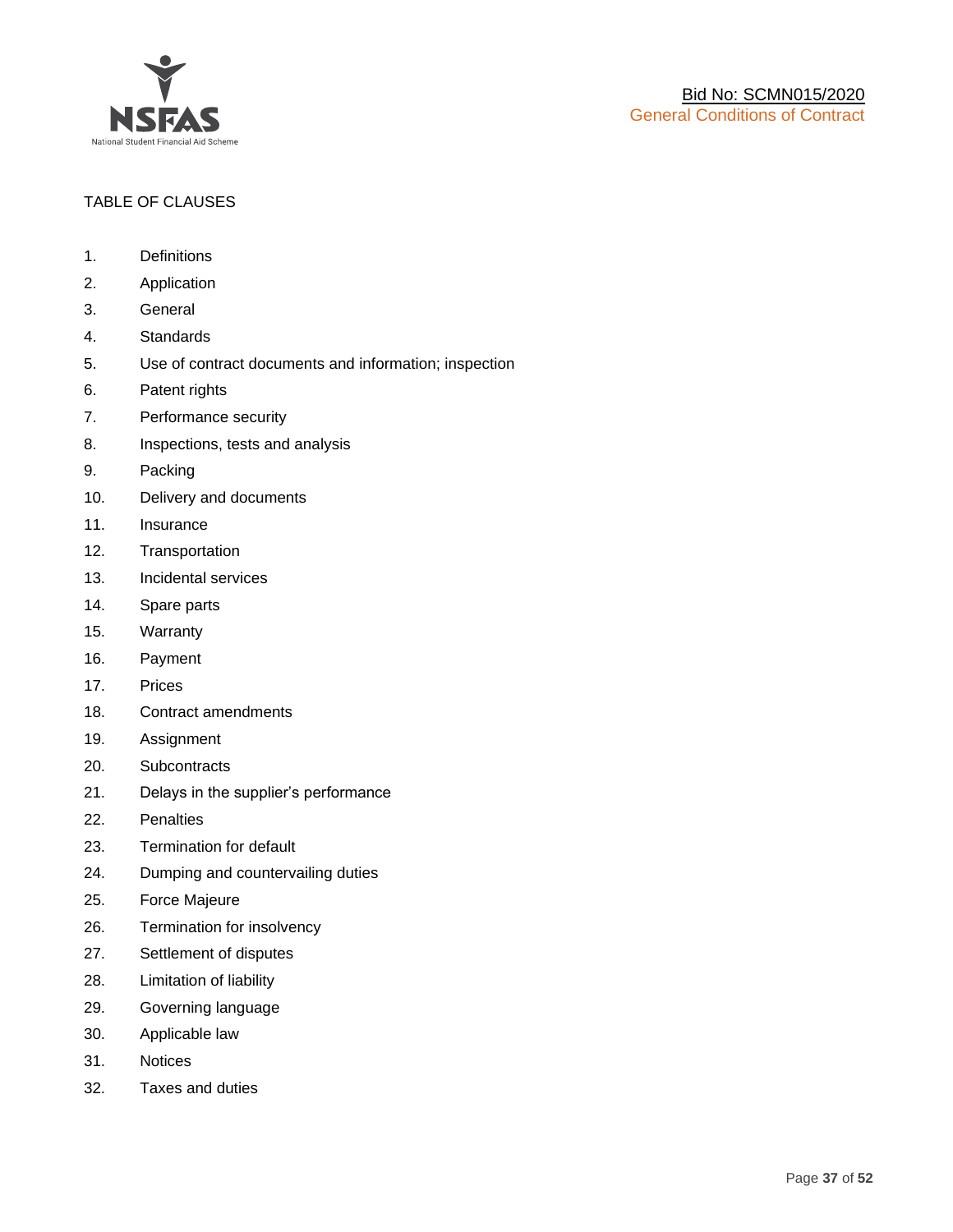TABLE OF CLAUSES

1. Definitions
2. Application
3. General
4. Standards
5. Use of contract documents and information; inspection
6. Patent rights
7. Performance security
8. Inspections, tests and analysis
9. Packing
10. Delivery and documents
11. Insurance
12. Transportation
13. Incidental services
14. Spare parts
15. Warranty
16. Payment
17. Prices
18. Contract amendments
19. Assignment
20. Subcontracts
21. Delays in the supplier's performance
22. Penalties
23. Termination for default
24. Dumping and countervailing duties
25. Force Majeure
26. Termination for insolvency
27. Settlement of disputes
28. Limitation of liability
29. Governing language
30. Applicable law
31. Notices
32. Taxes and duties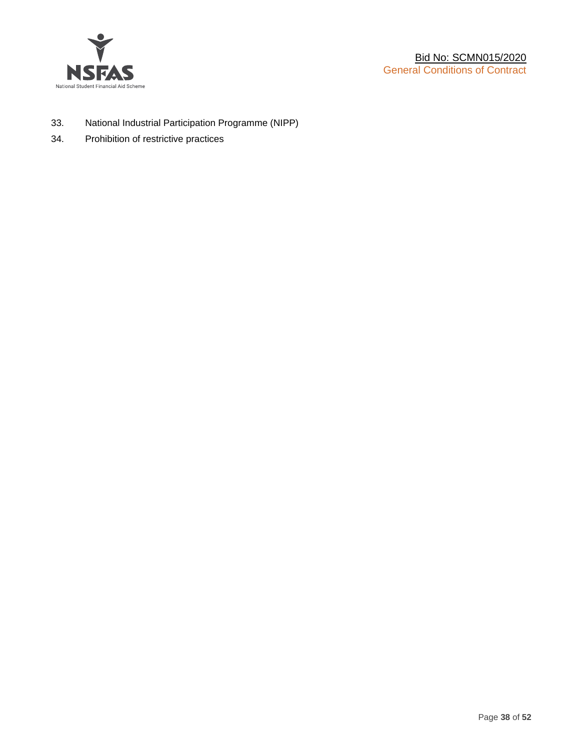33. National Industrial Participation Programme (NIPP)
34. Prohibition of restrictive practices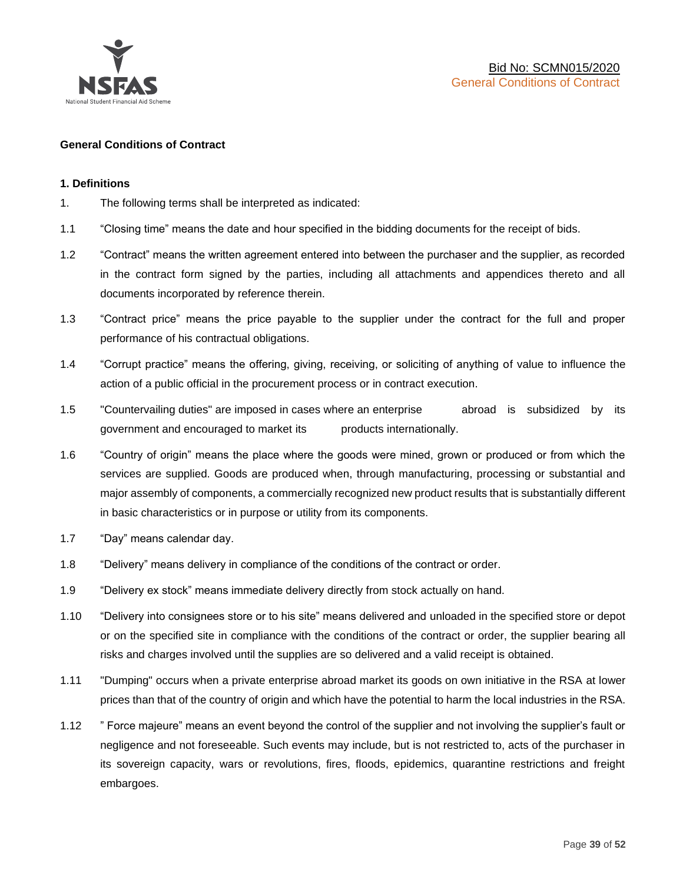**General Conditions of Contract**

**1. Definitions**

1. The following terms shall be interpreted as indicated:

1.1 "Closing time" means the date and hour specified in the bidding documents for the receipt of bids.

1.2 "Contract" means the written agreement entered into between the purchaser and the supplier, as recorded in the contract form signed by the parties, including all attachments and appendices thereto and all documents incorporated by reference therein.

1.3 "Contract price" means the price payable to the supplier under the contract for the full and proper performance of his contractual obligations.

1.4 "Corrupt practice" means the offering, giving, receiving, or soliciting of anything of value to influence the action of a public official in the procurement process or in contract execution.

1.5 "Countervailing duties" are imposed in cases where an enterprise abroad is subsidized by its government and encouraged to market its products internationally.

1.6 "Country of origin" means the place where the goods were mined, grown or produced or from which the services are supplied. Goods are produced when, through manufacturing, processing or substantial and major assembly of components, a commercially recognized new product results that is substantially different in basic characteristics or in purpose or utility from its components.

1.7 "Day" means calendar day.

1.8 "Delivery" means delivery in compliance of the conditions of the contract or order.

1.9 "Delivery ex stock" means immediate delivery directly from stock actually on hand.

1.10 "Delivery into consignees store or to his site" means delivered and unloaded in the specified store or depot or on the specified site in compliance with the conditions of the contract or order, the supplier bearing all risks and charges involved until the supplies are so delivered and a valid receipt is obtained.

1.11 "Dumping" occurs when a private enterprise abroad market its goods on own initiative in the RSA at lower prices than that of the country of origin and which have the potential to harm the local industries in the RSA.

1.12 " Force majeure" means an event beyond the control of the supplier and not involving the supplier's fault or negligence and not foreseeable. Such events may include, but is not restricted to, acts of the purchaser in its sovereign capacity, wars or revolutions, fires, floods, epidemics, quarantine restrictions and freight embargoes.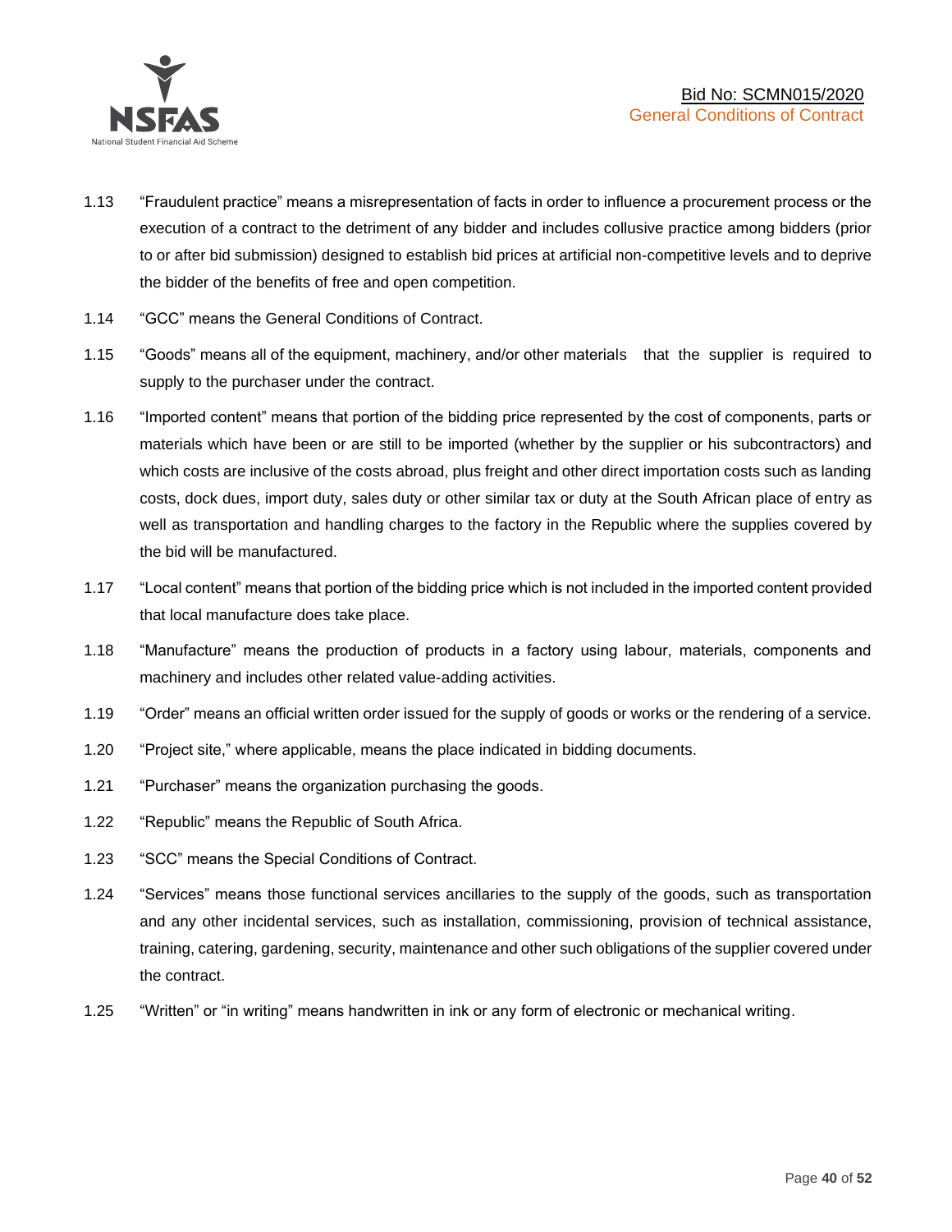1.13 "Fraudulent practice" means a misrepresentation of facts in order to influence a procurement process or the execution of a contract to the detriment of any bidder and includes collusive practice among bidders (prior to or after bid submission) designed to establish bid prices at artificial non-competitive levels and to deprive the bidder of the benefits of free and open competition.

1.14 "GCC" means the General Conditions of Contract.

1.15 "Goods" means all of the equipment, machinery, and/or other materials that the supplier is required to supply to the purchaser under the contract.

1.16 "Imported content" means that portion of the bidding price represented by the cost of components, parts or materials which have been or are still to be imported (whether by the supplier or his subcontractors) and which costs are inclusive of the costs abroad, plus freight and other direct importation costs such as landing costs, dock dues, import duty, sales duty or other similar tax or duty at the South African place of entry as well as transportation and handling charges to the factory in the Republic where the supplies covered by the bid will be manufactured.

1.17 "Local content" means that portion of the bidding price which is not included in the imported content provided that local manufacture does take place.

1.18 "Manufacture" means the production of products in a factory using labour, materials, components and machinery and includes other related value-adding activities.

1.19 "Order" means an official written order issued for the supply of goods or works or the rendering of a service.

1.20 "Project site," where applicable, means the place indicated in bidding documents.

1.21 "Purchaser" means the organization purchasing the goods.

1.22 "Republic" means the Republic of South Africa.

1.23 "SCC" means the Special Conditions of Contract.

1.24 "Services" means those functional services ancillaries to the supply of the goods, such as transportation and any other incidental services, such as installation, commissioning, provision of technical assistance, training, catering, gardening, security, maintenance and other such obligations of the supplier covered under the contract.

1.25 "Written" or "in writing" means handwritten in ink or any form of electronic or mechanical writing.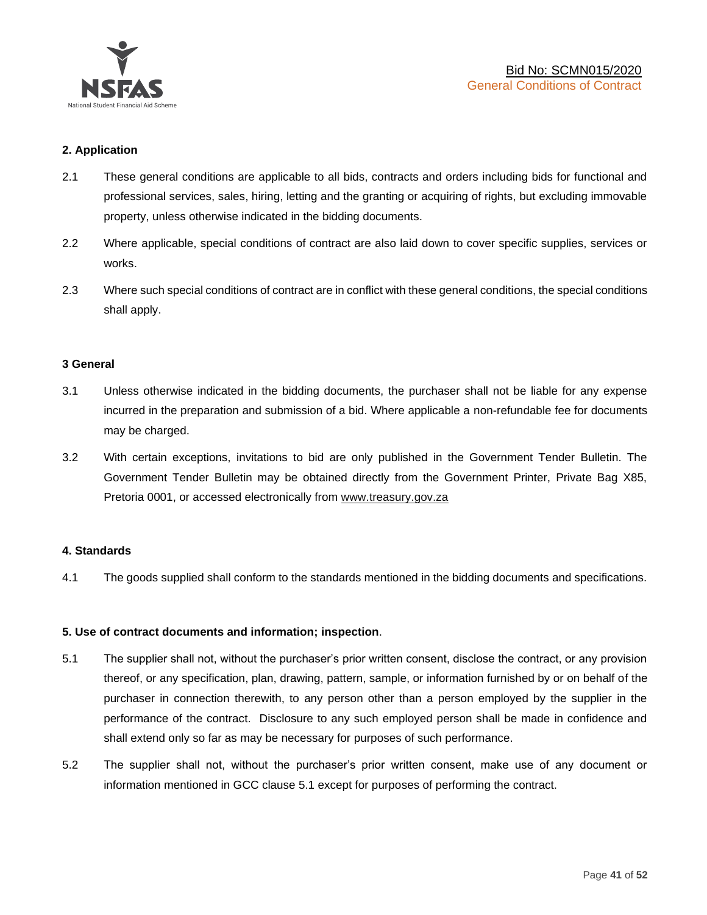## 2. Application

2.1 These general conditions are applicable to all bids, contracts and orders including bids for functional and professional services, sales, hiring, letting and the granting or acquiring of rights, but excluding immovable property, unless otherwise indicated in the bidding documents.

2.2 Where applicable, special conditions of contract are also laid down to cover specific supplies, services or works.

2.3 Where such special conditions of contract are in conflict with these general conditions, the special conditions shall apply.

## 3 General

3.1 Unless otherwise indicated in the bidding documents, the purchaser shall not be liable for any expense incurred in the preparation and submission of a bid. Where applicable a non-refundable fee for documents may be charged.

3.2 With certain exceptions, invitations to bid are only published in the Government Tender Bulletin. The Government Tender Bulletin may be obtained directly from the Government Printer, Private Bag X85, Pretoria 0001, or accessed electronically from www.treasury.gov.za

## 4. Standards

4.1 The goods supplied shall conform to the standards mentioned in the bidding documents and specifications.

## 5. Use of contract documents and information; inspection.

5.1 The supplier shall not, without the purchaser's prior written consent, disclose the contract, or any provision thereof, or any specification, plan, drawing, pattern, sample, or information furnished by or on behalf of the purchaser in connection therewith, to any person other than a person employed by the supplier in the performance of the contract. Disclosure to any such employed person shall be made in confidence and shall extend only so far as may be necessary for purposes of such performance.

5.2 The supplier shall not, without the purchaser's prior written consent, make use of any document or information mentioned in GCC clause 5.1 except for purposes of performing the contract.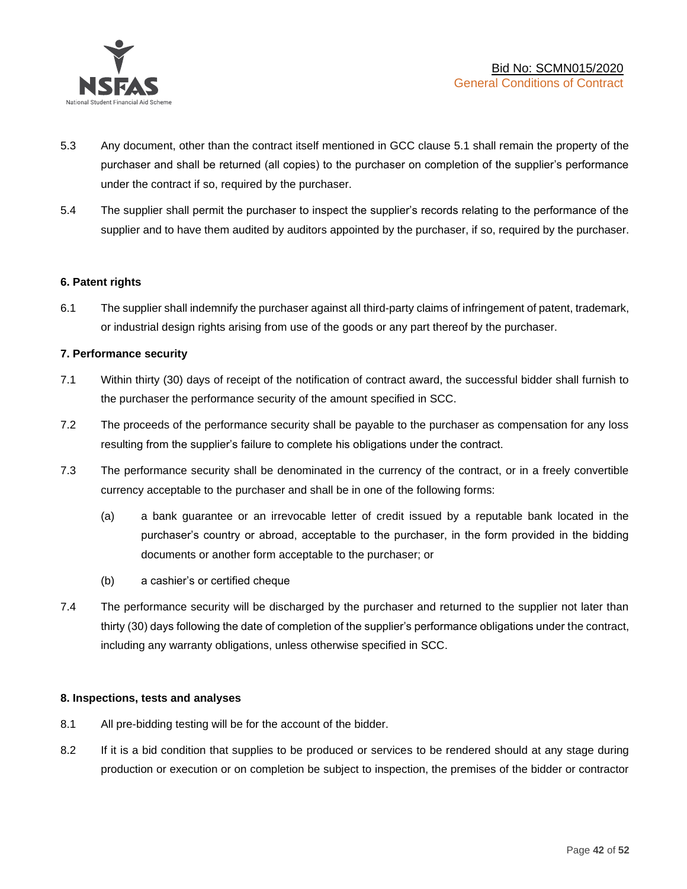5.3 Any document, other than the contract itself mentioned in GCC clause 5.1 shall remain the property of the purchaser and shall be returned (all copies) to the purchaser on completion of the supplier's performance under the contract if so, required by the purchaser.

5.4 The supplier shall permit the purchaser to inspect the supplier's records relating to the performance of the supplier and to have them audited by auditors appointed by the purchaser, if so, required by the purchaser.

**6. Patent rights**

6.1 The supplier shall indemnify the purchaser against all third-party claims of infringement of patent, trademark, or industrial design rights arising from use of the goods or any part thereof by the purchaser.

**7. Performance security**

7.1 Within thirty (30) days of receipt of the notification of contract award, the successful bidder shall furnish to the purchaser the performance security of the amount specified in SCC.

7.2 The proceeds of the performance security shall be payable to the purchaser as compensation for any loss resulting from the supplier's failure to complete his obligations under the contract.

7.3 The performance security shall be denominated in the currency of the contract, or in a freely convertible currency acceptable to the purchaser and shall be in one of the following forms:

(a) a bank guarantee or an irrevocable letter of credit issued by a reputable bank located in the purchaser's country or abroad, acceptable to the purchaser, in the form provided in the bidding documents or another form acceptable to the purchaser; or

(b) a cashier's or certified cheque

7.4 The performance security will be discharged by the purchaser and returned to the supplier not later than thirty (30) days following the date of completion of the supplier's performance obligations under the contract, including any warranty obligations, unless otherwise specified in SCC.

**8. Inspections, tests and analyses**

8.1 All pre-bidding testing will be for the account of the bidder.

8.2 If it is a bid condition that supplies to be produced or services to be rendered should at any stage during production or execution or on completion be subject to inspection, the premises of the bidder or contractor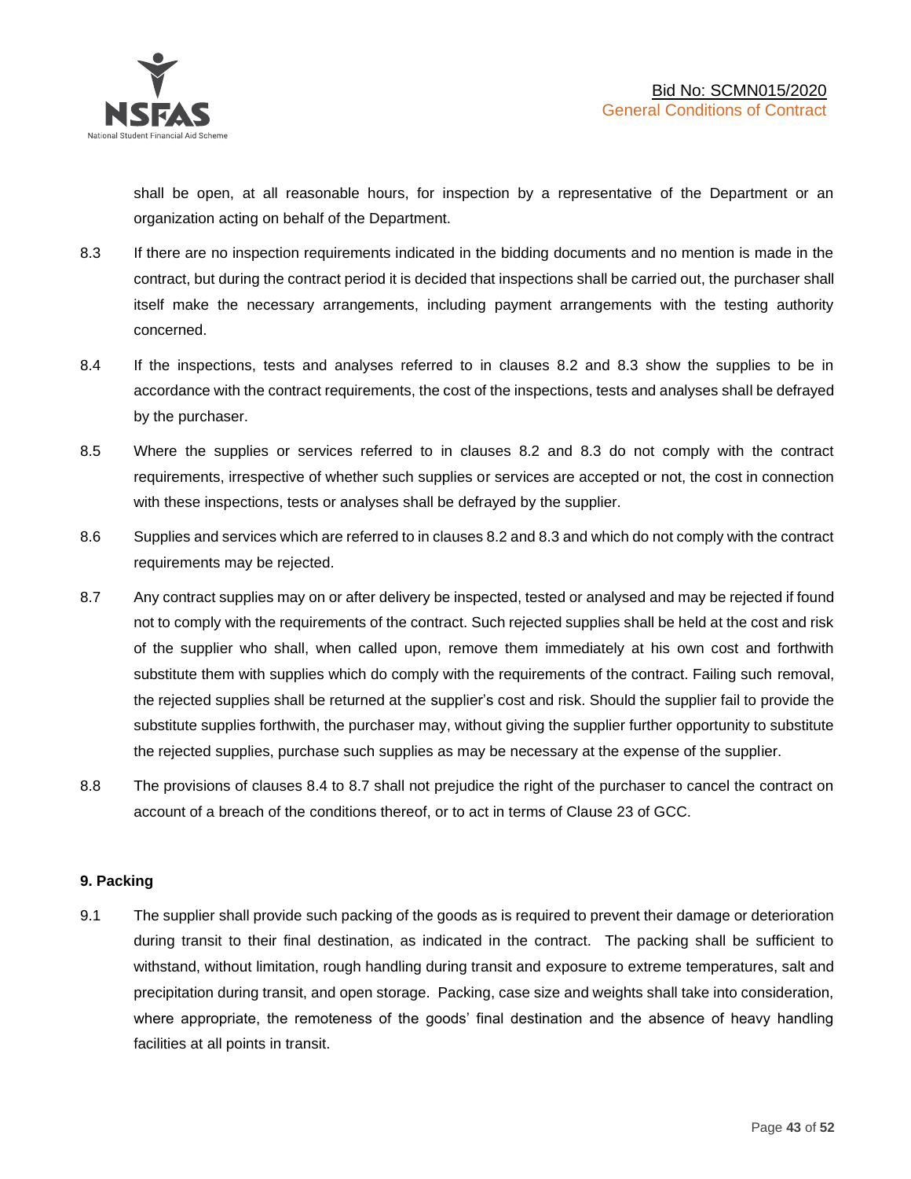shall be open, at all reasonable hours, for inspection by a representative of the Department or an organization acting on behalf of the Department.

8.3 If there are no inspection requirements indicated in the bidding documents and no mention is made in the contract, but during the contract period it is decided that inspections shall be carried out, the purchaser shall itself make the necessary arrangements, including payment arrangements with the testing authority concerned.

8.4 If the inspections, tests and analyses referred to in clauses 8.2 and 8.3 show the supplies to be in accordance with the contract requirements, the cost of the inspections, tests and analyses shall be defrayed by the purchaser.

8.5 Where the supplies or services referred to in clauses 8.2 and 8.3 do not comply with the contract requirements, irrespective of whether such supplies or services are accepted or not, the cost in connection with these inspections, tests or analyses shall be defrayed by the supplier.

8.6 Supplies and services which are referred to in clauses 8.2 and 8.3 and which do not comply with the contract requirements may be rejected.

8.7 Any contract supplies may on or after delivery be inspected, tested or analysed and may be rejected if found not to comply with the requirements of the contract. Such rejected supplies shall be held at the cost and risk of the supplier who shall, when called upon, remove them immediately at his own cost and forthwith substitute them with supplies which do comply with the requirements of the contract. Failing such removal, the rejected supplies shall be returned at the supplier's cost and risk. Should the supplier fail to provide the substitute supplies forthwith, the purchaser may, without giving the supplier further opportunity to substitute the rejected supplies, purchase such supplies as may be necessary at the expense of the supplier.

8.8 The provisions of clauses 8.4 to 8.7 shall not prejudice the right of the purchaser to cancel the contract on account of a breach of the conditions thereof, or to act in terms of Clause 23 of GCC.

**9. Packing**

9.1 The supplier shall provide such packing of the goods as is required to prevent their damage or deterioration during transit to their final destination, as indicated in the contract. The packing shall be sufficient to withstand, without limitation, rough handling during transit and exposure to extreme temperatures, salt and precipitation during transit, and open storage. Packing, case size and weights shall take into consideration, where appropriate, the remoteness of the goods' final destination and the absence of heavy handling facilities at all points in transit.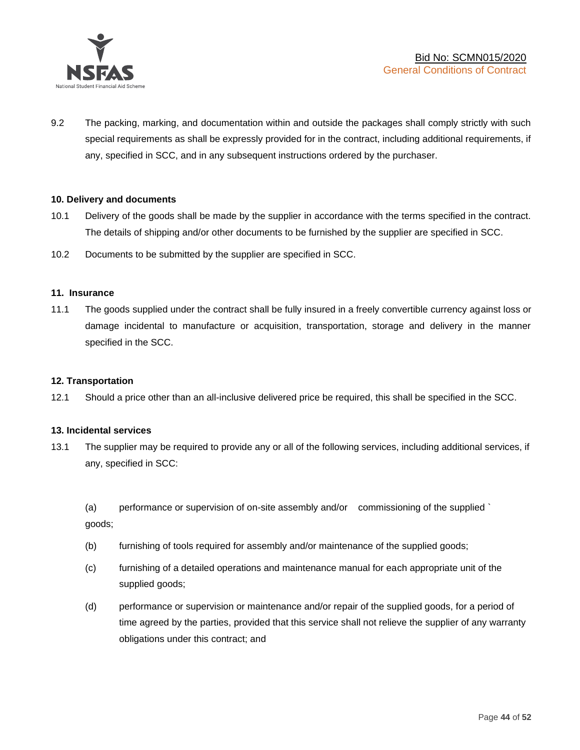9.2 The packing, marking, and documentation within and outside the packages shall comply strictly with such special requirements as shall be expressly provided for in the contract, including additional requirements, if any, specified in SCC, and in any subsequent instructions ordered by the purchaser.

**10. Delivery and documents**

10.1 Delivery of the goods shall be made by the supplier in accordance with the terms specified in the contract. The details of shipping and/or other documents to be furnished by the supplier are specified in SCC.

10.2 Documents to be submitted by the supplier are specified in SCC.

**11. Insurance**

11.1 The goods supplied under the contract shall be fully insured in a freely convertible currency against loss or damage incidental to manufacture or acquisition, transportation, storage and delivery in the manner specified in the SCC.

**12. Transportation**

12.1 Should a price other than an all-inclusive delivered price be required, this shall be specified in the SCC.

**13. Incidental services**

13.1 The supplier may be required to provide any or all of the following services, including additional services, if any, specified in SCC:

(a) performance or supervision of on-site assembly and/or commissioning of the supplied ` goods;

(b) furnishing of tools required for assembly and/or maintenance of the supplied goods;

(c) furnishing of a detailed operations and maintenance manual for each appropriate unit of the supplied goods;

(d) performance or supervision or maintenance and/or repair of the supplied goods, for a period of time agreed by the parties, provided that this service shall not relieve the supplier of any warranty obligations under this contract; and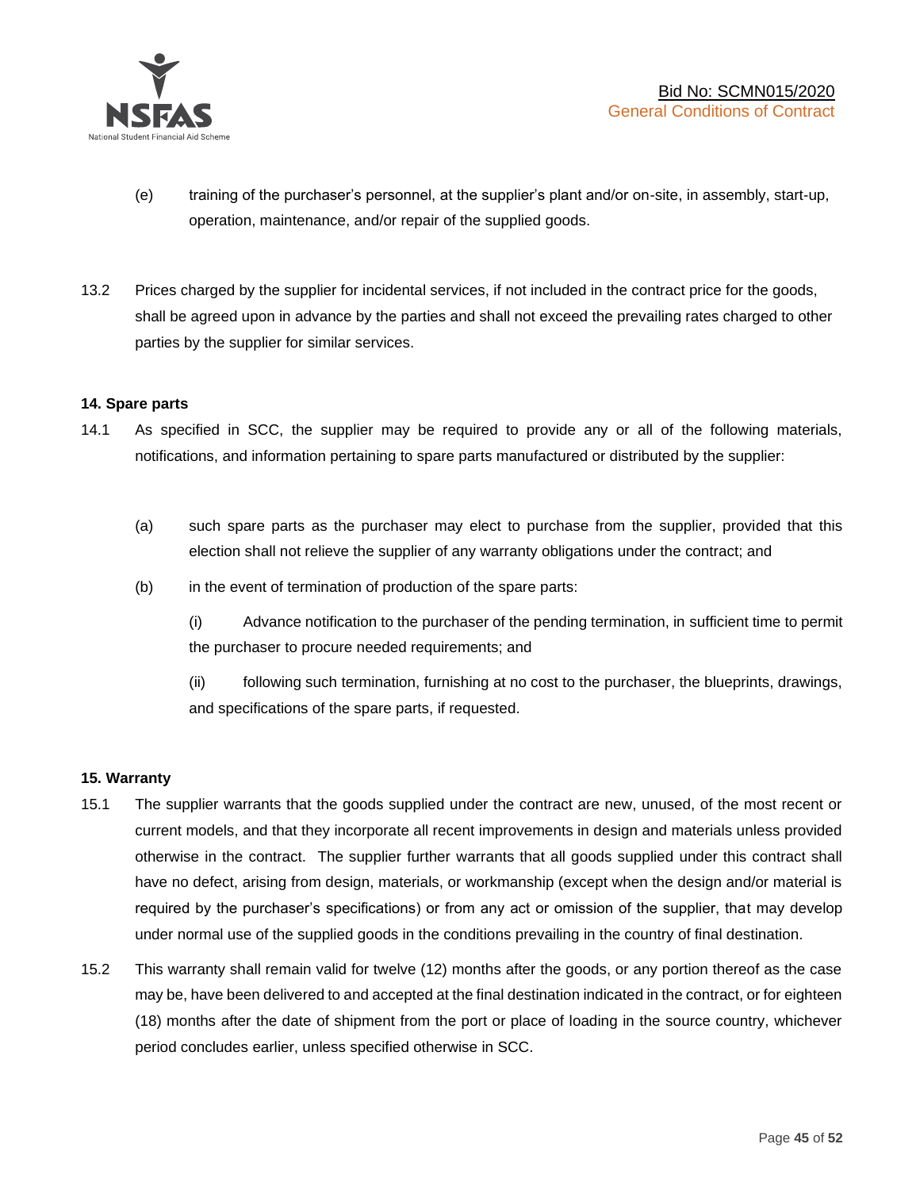(e) training of the purchaser's personnel, at the supplier's plant and/or on-site, in assembly, start-up, operation, maintenance, and/or repair of the supplied goods.

13.2 Prices charged by the supplier for incidental services, if not included in the contract price for the goods, shall be agreed upon in advance by the parties and shall not exceed the prevailing rates charged to other parties by the supplier for similar services.

**14. Spare parts**

14.1 As specified in SCC, the supplier may be required to provide any or all of the following materials, notifications, and information pertaining to spare parts manufactured or distributed by the supplier:

(a) such spare parts as the purchaser may elect to purchase from the supplier, provided that this election shall not relieve the supplier of any warranty obligations under the contract; and

(b) in the event of termination of production of the spare parts:

(i) Advance notification to the purchaser of the pending termination, in sufficient time to permit the purchaser to procure needed requirements; and

(ii) following such termination, furnishing at no cost to the purchaser, the blueprints, drawings, and specifications of the spare parts, if requested.

**15. Warranty**

15.1 The supplier warrants that the goods supplied under the contract are new, unused, of the most recent or current models, and that they incorporate all recent improvements in design and materials unless provided otherwise in the contract. The supplier further warrants that all goods supplied under this contract shall have no defect, arising from design, materials, or workmanship (except when the design and/or material is required by the purchaser's specifications) or from any act or omission of the supplier, that may develop under normal use of the supplied goods in the conditions prevailing in the country of final destination.

15.2 This warranty shall remain valid for twelve (12) months after the goods, or any portion thereof as the case may be, have been delivered to and accepted at the final destination indicated in the contract, or for eighteen (18) months after the date of shipment from the port or place of loading in the source country, whichever period concludes earlier, unless specified otherwise in SCC.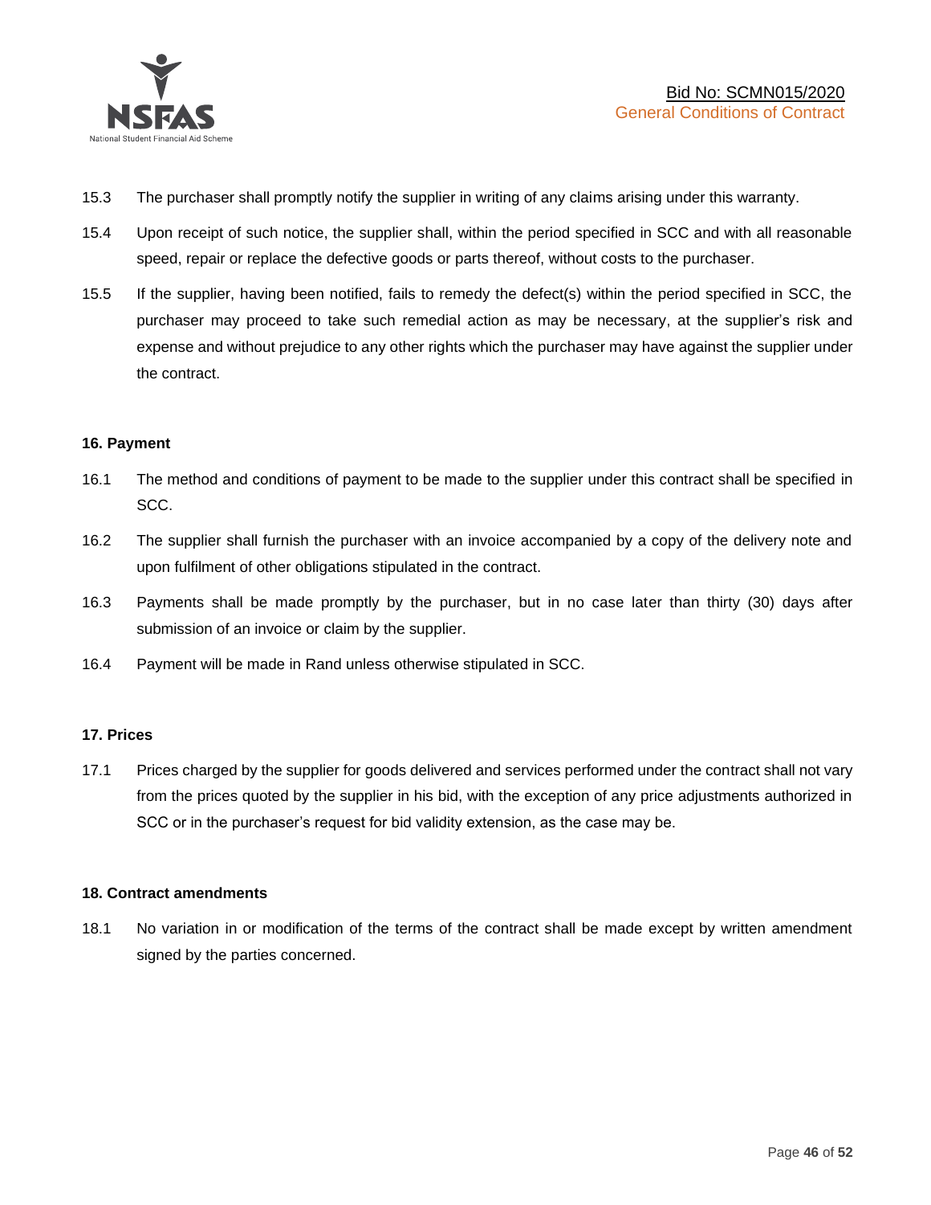15.3 The purchaser shall promptly notify the supplier in writing of any claims arising under this warranty.

15.4 Upon receipt of such notice, the supplier shall, within the period specified in SCC and with all reasonable speed, repair or replace the defective goods or parts thereof, without costs to the purchaser.

15.5 If the supplier, having been notified, fails to remedy the defect(s) within the period specified in SCC, the purchaser may proceed to take such remedial action as may be necessary, at the supplier's risk and expense and without prejudice to any other rights which the purchaser may have against the supplier under the contract.

**16. Payment**

16.1 The method and conditions of payment to be made to the supplier under this contract shall be specified in SCC.

16.2 The supplier shall furnish the purchaser with an invoice accompanied by a copy of the delivery note and upon fulfilment of other obligations stipulated in the contract.

16.3 Payments shall be made promptly by the purchaser, but in no case later than thirty (30) days after submission of an invoice or claim by the supplier.

16.4 Payment will be made in Rand unless otherwise stipulated in SCC.

**17. Prices**

17.1 Prices charged by the supplier for goods delivered and services performed under the contract shall not vary from the prices quoted by the supplier in his bid, with the exception of any price adjustments authorized in SCC or in the purchaser's request for bid validity extension, as the case may be.

**18. Contract amendments**

18.1 No variation in or modification of the terms of the contract shall be made except by written amendment signed by the parties concerned.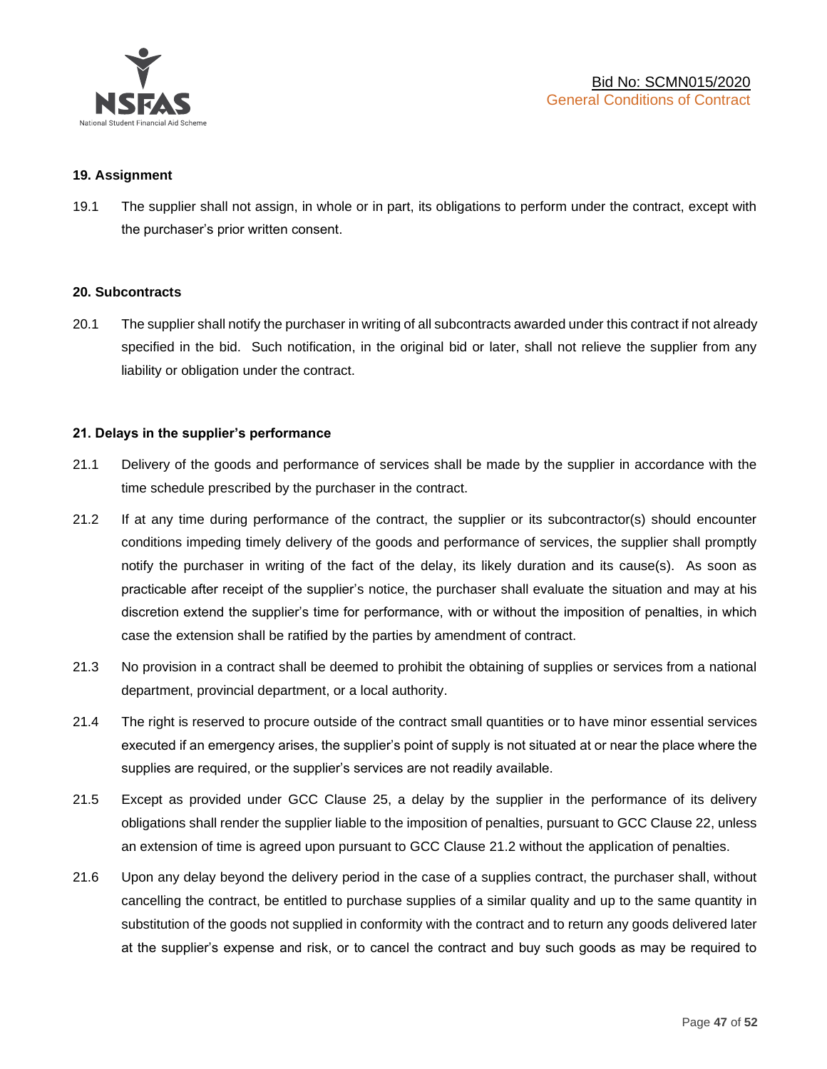**19. Assignment**

19.1 The supplier shall not assign, in whole or in part, its obligations to perform under the contract, except with the purchaser's prior written consent.

**20. Subcontracts**

20.1 The supplier shall notify the purchaser in writing of all subcontracts awarded under this contract if not already specified in the bid. Such notification, in the original bid or later, shall not relieve the supplier from any liability or obligation under the contract.

**21. Delays in the supplier's performance**

21.1 Delivery of the goods and performance of services shall be made by the supplier in accordance with the time schedule prescribed by the purchaser in the contract.

21.2 If at any time during performance of the contract, the supplier or its subcontractor(s) should encounter conditions impeding timely delivery of the goods and performance of services, the supplier shall promptly notify the purchaser in writing of the fact of the delay, its likely duration and its cause(s). As soon as practicable after receipt of the supplier's notice, the purchaser shall evaluate the situation and may at his discretion extend the supplier's time for performance, with or without the imposition of penalties, in which case the extension shall be ratified by the parties by amendment of contract.

21.3 No provision in a contract shall be deemed to prohibit the obtaining of supplies or services from a national department, provincial department, or a local authority.

21.4 The right is reserved to procure outside of the contract small quantities or to have minor essential services executed if an emergency arises, the supplier's point of supply is not situated at or near the place where the supplies are required, or the supplier's services are not readily available.

21.5 Except as provided under GCC Clause 25, a delay by the supplier in the performance of its delivery obligations shall render the supplier liable to the imposition of penalties, pursuant to GCC Clause 22, unless an extension of time is agreed upon pursuant to GCC Clause 21.2 without the application of penalties.

21.6 Upon any delay beyond the delivery period in the case of a supplies contract, the purchaser shall, without cancelling the contract, be entitled to purchase supplies of a similar quality and up to the same quantity in substitution of the goods not supplied in conformity with the contract and to return any goods delivered later at the supplier's expense and risk, or to cancel the contract and buy such goods as may be required to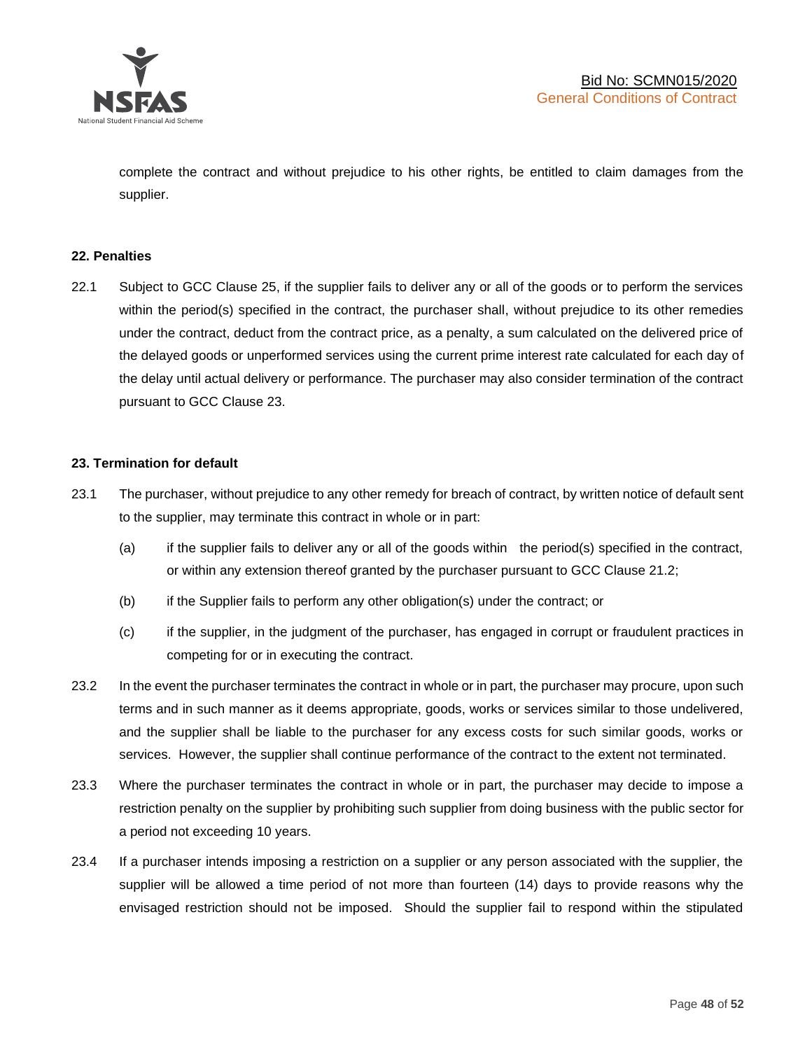complete the contract and without prejudice to his other rights, be entitled to claim damages from the supplier.

**22. Penalties**

22.1 Subject to GCC Clause 25, if the supplier fails to deliver any or all of the goods or to perform the services within the period(s) specified in the contract, the purchaser shall, without prejudice to its other remedies under the contract, deduct from the contract price, as a penalty, a sum calculated on the delivered price of the delayed goods or unperformed services using the current prime interest rate calculated for each day of the delay until actual delivery or performance. The purchaser may also consider termination of the contract pursuant to GCC Clause 23.

**23. Termination for default**

23.1 The purchaser, without prejudice to any other remedy for breach of contract, by written notice of default sent to the supplier, may terminate this contract in whole or in part:

(a) if the supplier fails to deliver any or all of the goods within the period(s) specified in the contract, or within any extension thereof granted by the purchaser pursuant to GCC Clause 21.2;

(b) if the Supplier fails to perform any other obligation(s) under the contract; or

(c) if the supplier, in the judgment of the purchaser, has engaged in corrupt or fraudulent practices in competing for or in executing the contract.

23.2 In the event the purchaser terminates the contract in whole or in part, the purchaser may procure, upon such terms and in such manner as it deems appropriate, goods, works or services similar to those undelivered, and the supplier shall be liable to the purchaser for any excess costs for such similar goods, works or services. However, the supplier shall continue performance of the contract to the extent not terminated.

23.3 Where the purchaser terminates the contract in whole or in part, the purchaser may decide to impose a restriction penalty on the supplier by prohibiting such supplier from doing business with the public sector for a period not exceeding 10 years.

23.4 If a purchaser intends imposing a restriction on a supplier or any person associated with the supplier, the supplier will be allowed a time period of not more than fourteen (14) days to provide reasons why the envisaged restriction should not be imposed. Should the supplier fail to respond within the stipulated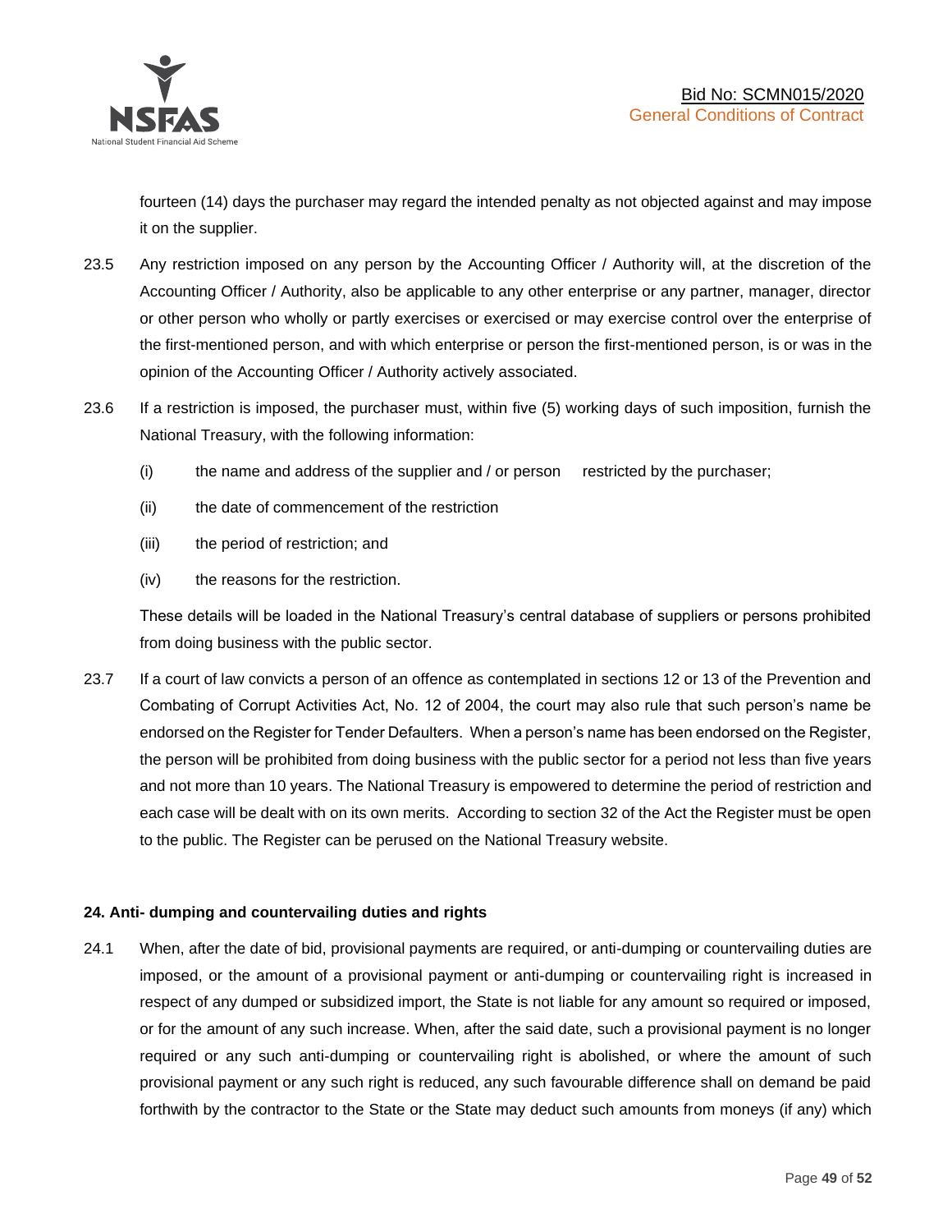fourteen (14) days the purchaser may regard the intended penalty as not objected against and may impose it on the supplier.

23.5 Any restriction imposed on any person by the Accounting Officer / Authority will, at the discretion of the Accounting Officer / Authority, also be applicable to any other enterprise or any partner, manager, director or other person who wholly or partly exercises or exercised or may exercise control over the enterprise of the first-mentioned person, and with which enterprise or person the first-mentioned person, is or was in the opinion of the Accounting Officer / Authority actively associated.

23.6 If a restriction is imposed, the purchaser must, within five (5) working days of such imposition, furnish the National Treasury, with the following information:

(i) the name and address of the supplier and / or person restricted by the purchaser;

(ii) the date of commencement of the restriction

(iii) the period of restriction; and

(iv) the reasons for the restriction.

These details will be loaded in the National Treasury's central database of suppliers or persons prohibited from doing business with the public sector.

23.7 If a court of law convicts a person of an offence as contemplated in sections 12 or 13 of the Prevention and Combating of Corrupt Activities Act, No. 12 of 2004, the court may also rule that such person's name be endorsed on the Register for Tender Defaulters. When a person's name has been endorsed on the Register, the person will be prohibited from doing business with the public sector for a period not less than five years and not more than 10 years. The National Treasury is empowered to determine the period of restriction and each case will be dealt with on its own merits. According to section 32 of the Act the Register must be open to the public. The Register can be perused on the National Treasury website.

**24. Anti- dumping and countervailing duties and rights**

24.1 When, after the date of bid, provisional payments are required, or anti-dumping or countervailing duties are imposed, or the amount of a provisional payment or anti-dumping or countervailing right is increased in respect of any dumped or subsidized import, the State is not liable for any amount so required or imposed, or for the amount of any such increase. When, after the said date, such a provisional payment is no longer required or any such anti-dumping or countervailing right is abolished, or where the amount of such provisional payment or any such right is reduced, any such favourable difference shall on demand be paid forthwith by the contractor to the State or the State may deduct such amounts from moneys (if any) which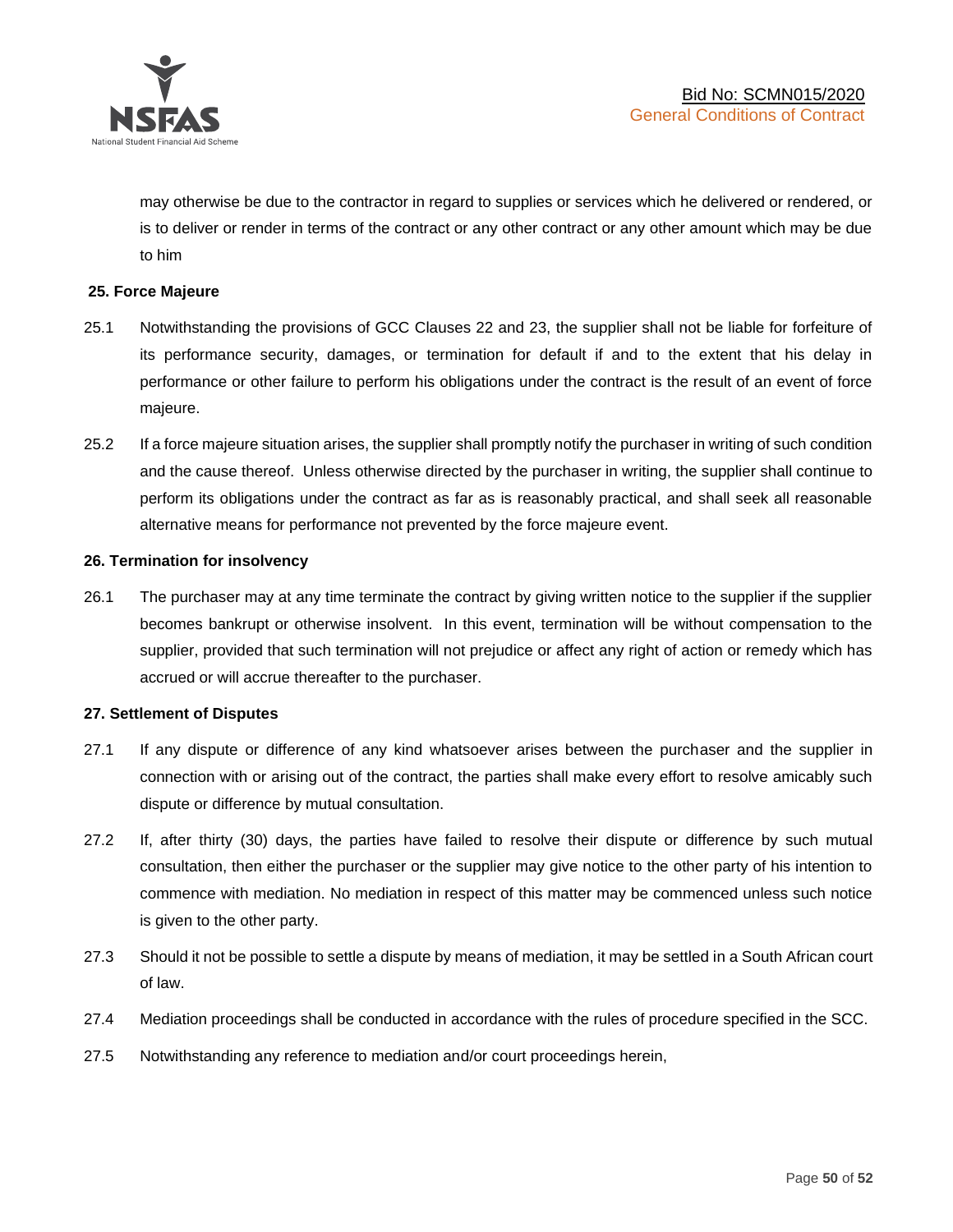may otherwise be due to the contractor in regard to supplies or services which he delivered or rendered, or is to deliver or render in terms of the contract or any other contract or any other amount which may be due to him

**25. Force Majeure**

25.1 Notwithstanding the provisions of GCC Clauses 22 and 23, the supplier shall not be liable for forfeiture of its performance security, damages, or termination for default if and to the extent that his delay in performance or other failure to perform his obligations under the contract is the result of an event of force majeure.

25.2 If a force majeure situation arises, the supplier shall promptly notify the purchaser in writing of such condition and the cause thereof. Unless otherwise directed by the purchaser in writing, the supplier shall continue to perform its obligations under the contract as far as is reasonably practical, and shall seek all reasonable alternative means for performance not prevented by the force majeure event.

**26. Termination for insolvency**

26.1 The purchaser may at any time terminate the contract by giving written notice to the supplier if the supplier becomes bankrupt or otherwise insolvent. In this event, termination will be without compensation to the supplier, provided that such termination will not prejudice or affect any right of action or remedy which has accrued or will accrue thereafter to the purchaser.

**27. Settlement of Disputes**

27.1 If any dispute or difference of any kind whatsoever arises between the purchaser and the supplier in connection with or arising out of the contract, the parties shall make every effort to resolve amicably such dispute or difference by mutual consultation.

27.2 If, after thirty (30) days, the parties have failed to resolve their dispute or difference by such mutual consultation, then either the purchaser or the supplier may give notice to the other party of his intention to commence with mediation. No mediation in respect of this matter may be commenced unless such notice is given to the other party.

27.3 Should it not be possible to settle a dispute by means of mediation, it may be settled in a South African court of law.

27.4 Mediation proceedings shall be conducted in accordance with the rules of procedure specified in the SCC.

27.5 Notwithstanding any reference to mediation and/or court proceedings herein,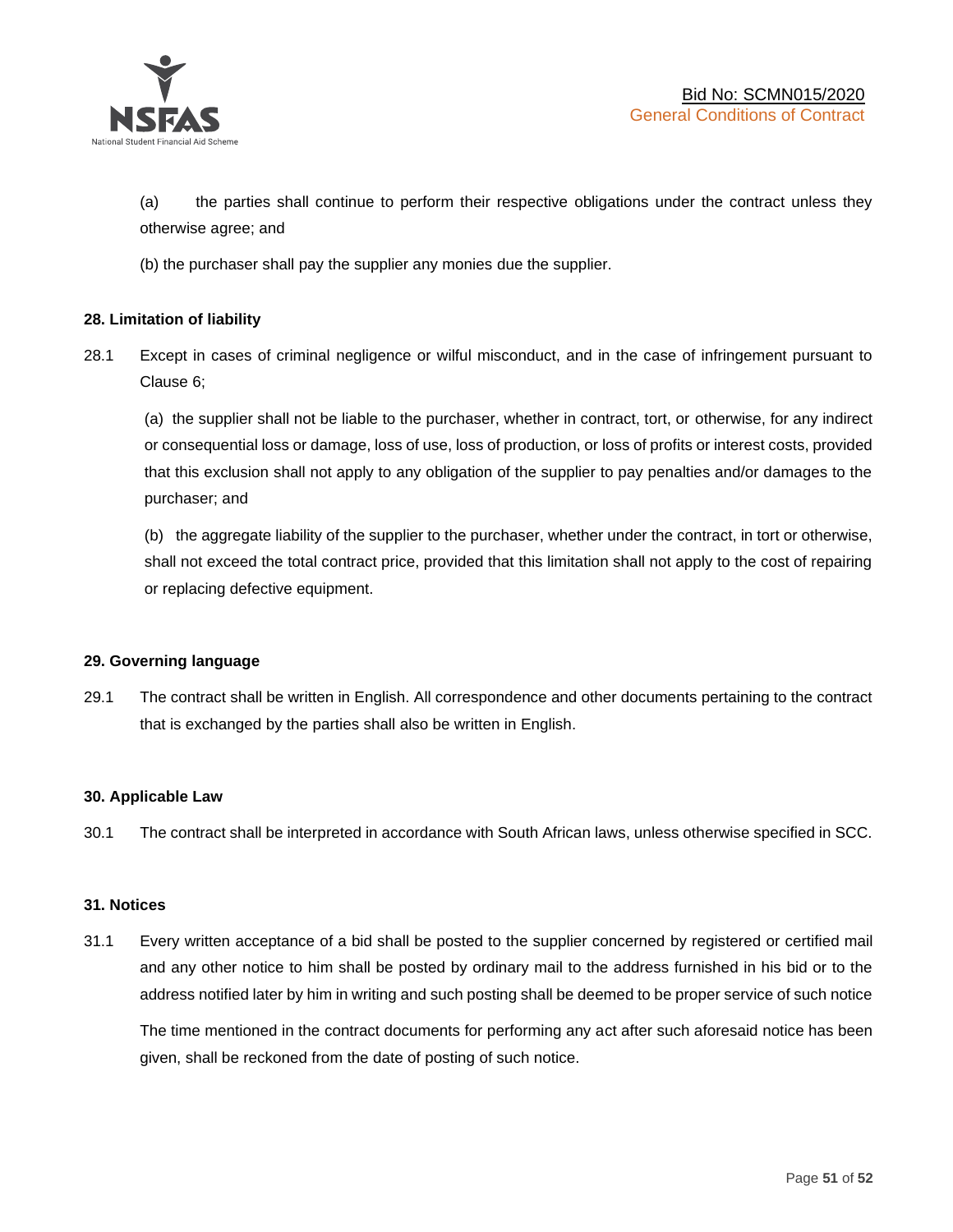(a) the parties shall continue to perform their respective obligations under the contract unless they otherwise agree; and

(b) the purchaser shall pay the supplier any monies due the supplier.

**28. Limitation of liability**

28.1 Except in cases of criminal negligence or wilful misconduct, and in the case of infringement pursuant to Clause 6;

(a) the supplier shall not be liable to the purchaser, whether in contract, tort, or otherwise, for any indirect or consequential loss or damage, loss of use, loss of production, or loss of profits or interest costs, provided that this exclusion shall not apply to any obligation of the supplier to pay penalties and/or damages to the purchaser; and

(b) the aggregate liability of the supplier to the purchaser, whether under the contract, in tort or otherwise, shall not exceed the total contract price, provided that this limitation shall not apply to the cost of repairing or replacing defective equipment.

**29. Governing language**

29.1 The contract shall be written in English. All correspondence and other documents pertaining to the contract that is exchanged by the parties shall also be written in English.

**30. Applicable Law**

30.1 The contract shall be interpreted in accordance with South African laws, unless otherwise specified in SCC.

**31. Notices**

31.1 Every written acceptance of a bid shall be posted to the supplier concerned by registered or certified mail and any other notice to him shall be posted by ordinary mail to the address furnished in his bid or to the address notified later by him in writing and such posting shall be deemed to be proper service of such notice

The time mentioned in the contract documents for performing any act after such aforesaid notice has been given, shall be reckoned from the date of posting of such notice.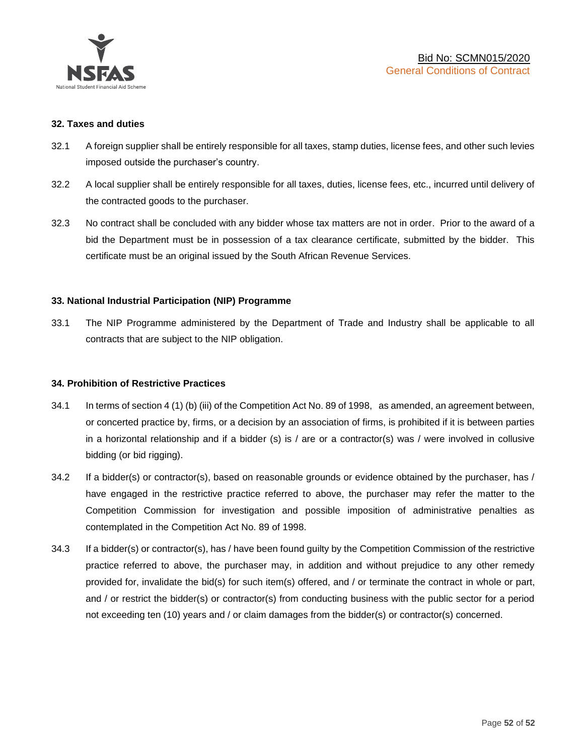### 32. Taxes and duties

32.1 A foreign supplier shall be entirely responsible for all taxes, stamp duties, license fees, and other such levies imposed outside the purchaser's country.

32.2 A local supplier shall be entirely responsible for all taxes, duties, license fees, etc., incurred until delivery of the contracted goods to the purchaser.

32.3 No contract shall be concluded with any bidder whose tax matters are not in order. Prior to the award of a bid the Department must be in possession of a tax clearance certificate, submitted by the bidder. This certificate must be an original issued by the South African Revenue Services.

### 33. National Industrial Participation (NIP) Programme

33.1 The NIP Programme administered by the Department of Trade and Industry shall be applicable to all contracts that are subject to the NIP obligation.

### 34. Prohibition of Restrictive Practices

34.1 In terms of section 4 (1) (b) (iii) of the Competition Act No. 89 of 1998, as amended, an agreement between, or concerted practice by, firms, or a decision by an association of firms, is prohibited if it is between parties in a horizontal relationship and if a bidder (s) is / are or a contractor(s) was / were involved in collusive bidding (or bid rigging).

34.2 If a bidder(s) or contractor(s), based on reasonable grounds or evidence obtained by the purchaser, has / have engaged in the restrictive practice referred to above, the purchaser may refer the matter to the Competition Commission for investigation and possible imposition of administrative penalties as contemplated in the Competition Act No. 89 of 1998.

34.3 If a bidder(s) or contractor(s), has / have been found guilty by the Competition Commission of the restrictive practice referred to above, the purchaser may, in addition and without prejudice to any other remedy provided for, invalidate the bid(s) for such item(s) offered, and / or terminate the contract in whole or part, and / or restrict the bidder(s) or contractor(s) from conducting business with the public sector for a period not exceeding ten (10) years and / or claim damages from the bidder(s) or contractor(s) concerned.